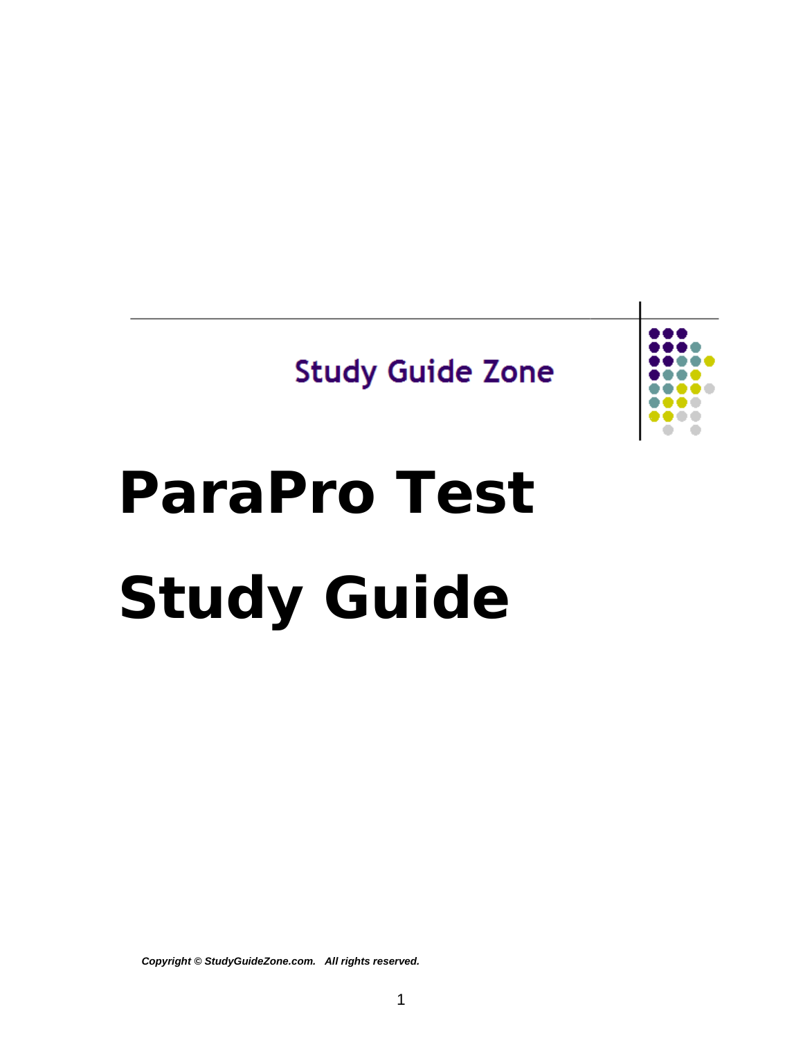Study Guide Zone

# ParaPro Test Study Guide

***Copyright © StudyGuideZone.com. All rights reserved.***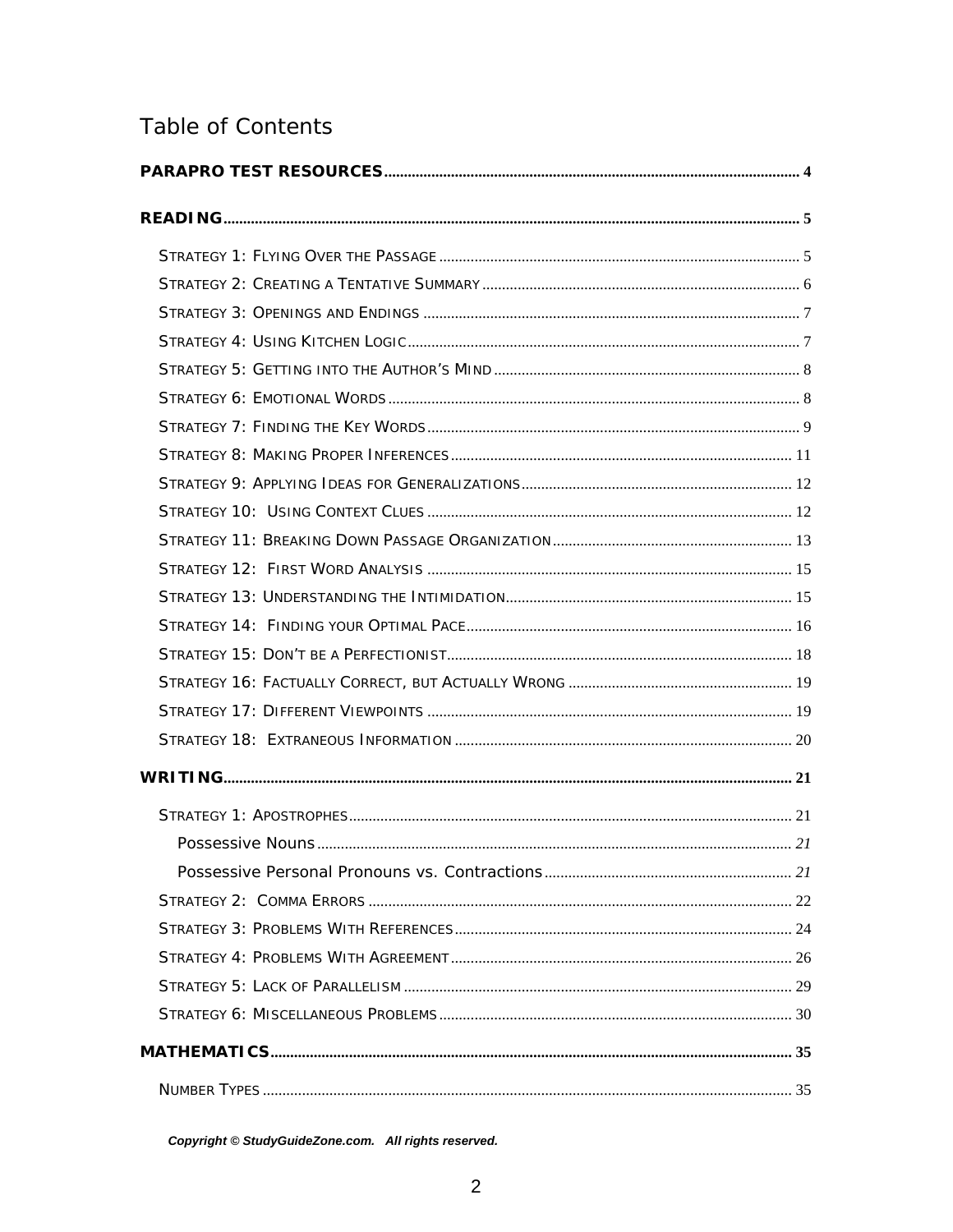# Table of Contents

**PARAPRO TEST RESOURCES** .......... 4

**READING** .......... 5

- Strategy 1: Flying Over the Passage .......... 5
- Strategy 2: Creating a Tentative Summary .......... 6
- Strategy 3: Openings and Endings .......... 7
- Strategy 4: Using Kitchen Logic .......... 7
- Strategy 5: Getting into the Author's Mind .......... 8
- Strategy 6: Emotional Words .......... 8
- Strategy 7: Finding the Key Words .......... 9
- Strategy 8: Making Proper Inferences .......... 11
- Strategy 9: Applying Ideas for Generalizations .......... 12
- Strategy 10: Using Context Clues .......... 12
- Strategy 11: Breaking Down Passage Organization .......... 13
- Strategy 12: First Word Analysis .......... 15
- Strategy 13: Understanding the Intimidation .......... 15
- Strategy 14: Finding your Optimal Pace .......... 16
- Strategy 15: Don't be a Perfectionist .......... 18
- Strategy 16: Factually Correct, but Actually Wrong .......... 19
- Strategy 17: Different Viewpoints .......... 19
- Strategy 18: Extraneous Information .......... 20

**WRITING** .......... 21

- Strategy 1: Apostrophes .......... 21
  - *Possessive Nouns* .......... 21
  - *Possessive Personal Pronouns vs. Contractions* .......... 21
- Strategy 2: Comma Errors .......... 22
- Strategy 3: Problems With References .......... 24
- Strategy 4: Problems With Agreement .......... 26
- Strategy 5: Lack of Parallelism .......... 29
- Strategy 6: Miscellaneous Problems .......... 30

**MATHEMATICS** .......... 35

- Number Types .......... 35

*Copyright © StudyGuideZone.com. All rights reserved.*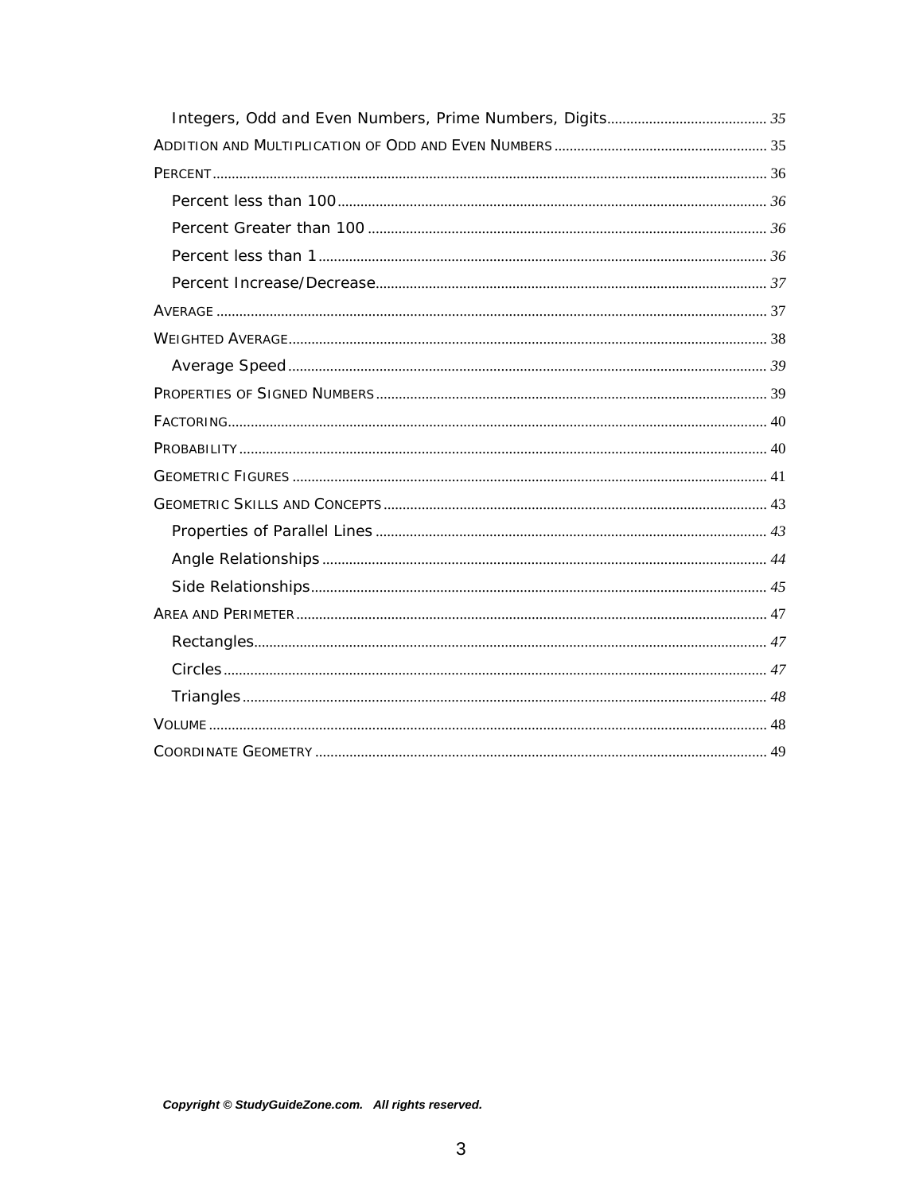- Integers, Odd and Even Numbers, Prime Numbers, Digits .......... 35
- ADDITION AND MULTIPLICATION OF ODD AND EVEN NUMBERS .......... 35
- PERCENT .......... 36
  - Percent less than 100 .......... 36
  - Percent Greater than 100 .......... 36
  - Percent less than 1 .......... 36
  - Percent Increase/Decrease .......... 37
- AVERAGE .......... 37
- WEIGHTED AVERAGE .......... 38
  - Average Speed .......... 39
- PROPERTIES OF SIGNED NUMBERS .......... 39
- FACTORING .......... 40
- PROBABILITY .......... 40
- GEOMETRIC FIGURES .......... 41
- GEOMETRIC SKILLS AND CONCEPTS .......... 43
  - Properties of Parallel Lines .......... 43
  - Angle Relationships .......... 44
  - Side Relationships .......... 45
- AREA AND PERIMETER .......... 47
  - Rectangles .......... 47
  - Circles .......... 47
  - Triangles .......... 48
- VOLUME .......... 48
- COORDINATE GEOMETRY .......... 49

*Copyright © StudyGuideZone.com. All rights reserved.*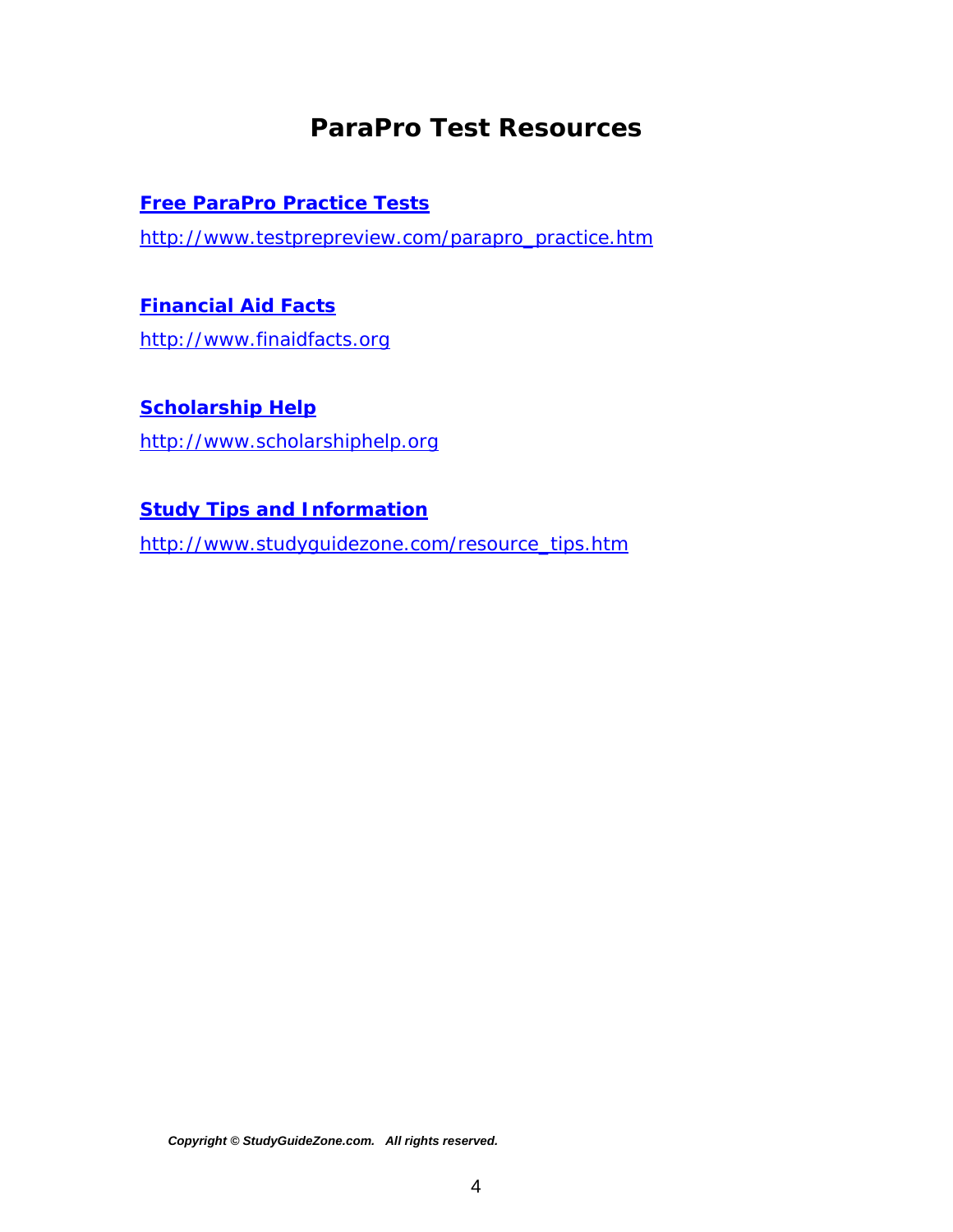# ParaPro Test Resources

**Free ParaPro Practice Tests**

http://www.testprepreview.com/parapro_practice.htm

**Financial Aid Facts**

http://www.finaidfacts.org

**Scholarship Help**

http://www.scholarshiphelp.org

**Study Tips and Information**

http://www.studyguidezone.com/resource_tips.htm

***Copyright © StudyGuideZone.com. All rights reserved.***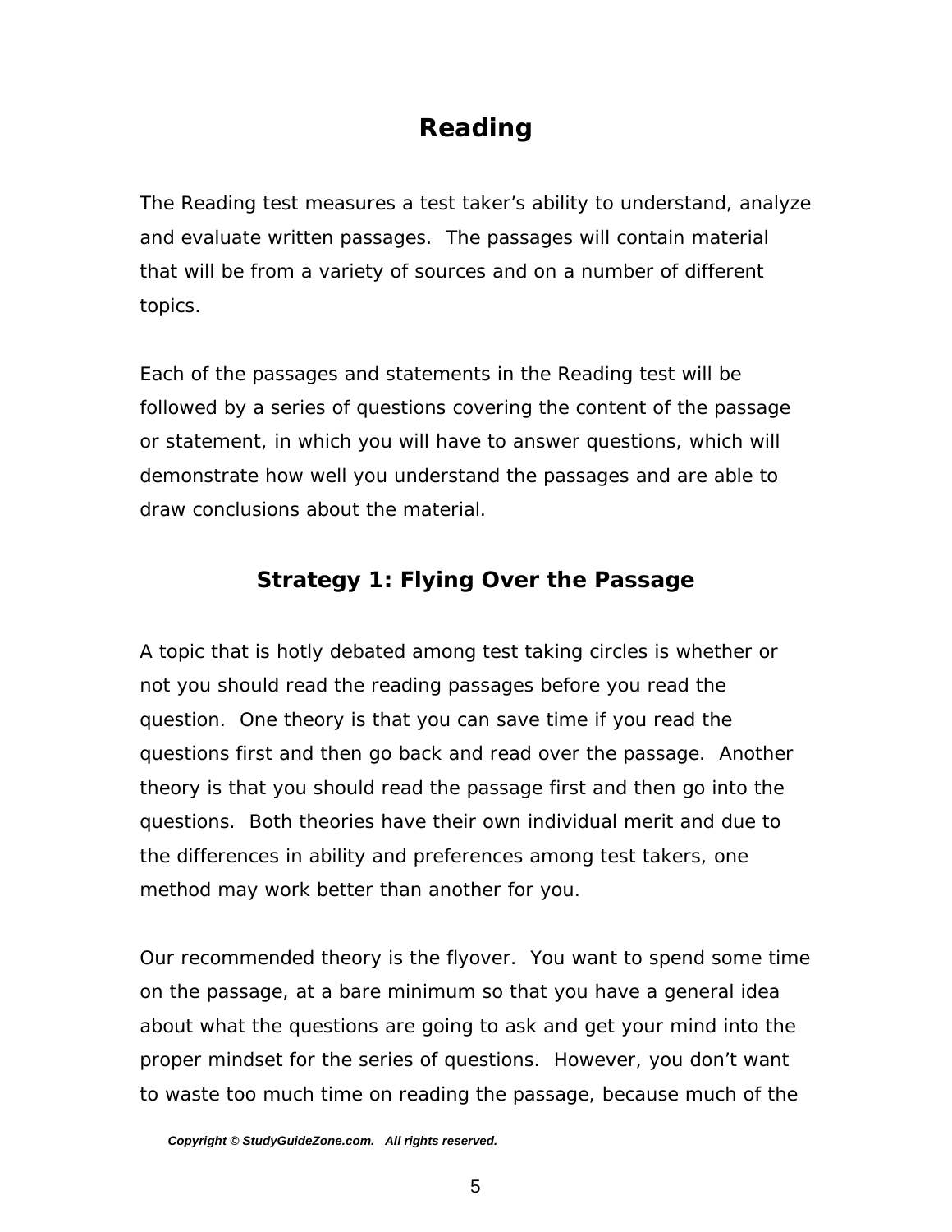# Reading

The Reading test measures a test taker's ability to understand, analyze and evaluate written passages. The passages will contain material that will be from a variety of sources and on a number of different topics.

Each of the passages and statements in the Reading test will be followed by a series of questions covering the content of the passage or statement, in which you will have to answer questions, which will demonstrate how well you understand the passages and are able to draw conclusions about the material.

## Strategy 1: Flying Over the Passage

A topic that is hotly debated among test taking circles is whether or not you should read the reading passages before you read the question. One theory is that you can save time if you read the questions first and then go back and read over the passage. Another theory is that you should read the passage first and then go into the questions. Both theories have their own individual merit and due to the differences in ability and preferences among test takers, one method may work better than another for you.

Our recommended theory is the flyover. You want to spend some time on the passage, at a bare minimum so that you have a general idea about what the questions are going to ask and get your mind into the proper mindset for the series of questions. However, you don't want to waste too much time on reading the passage, because much of the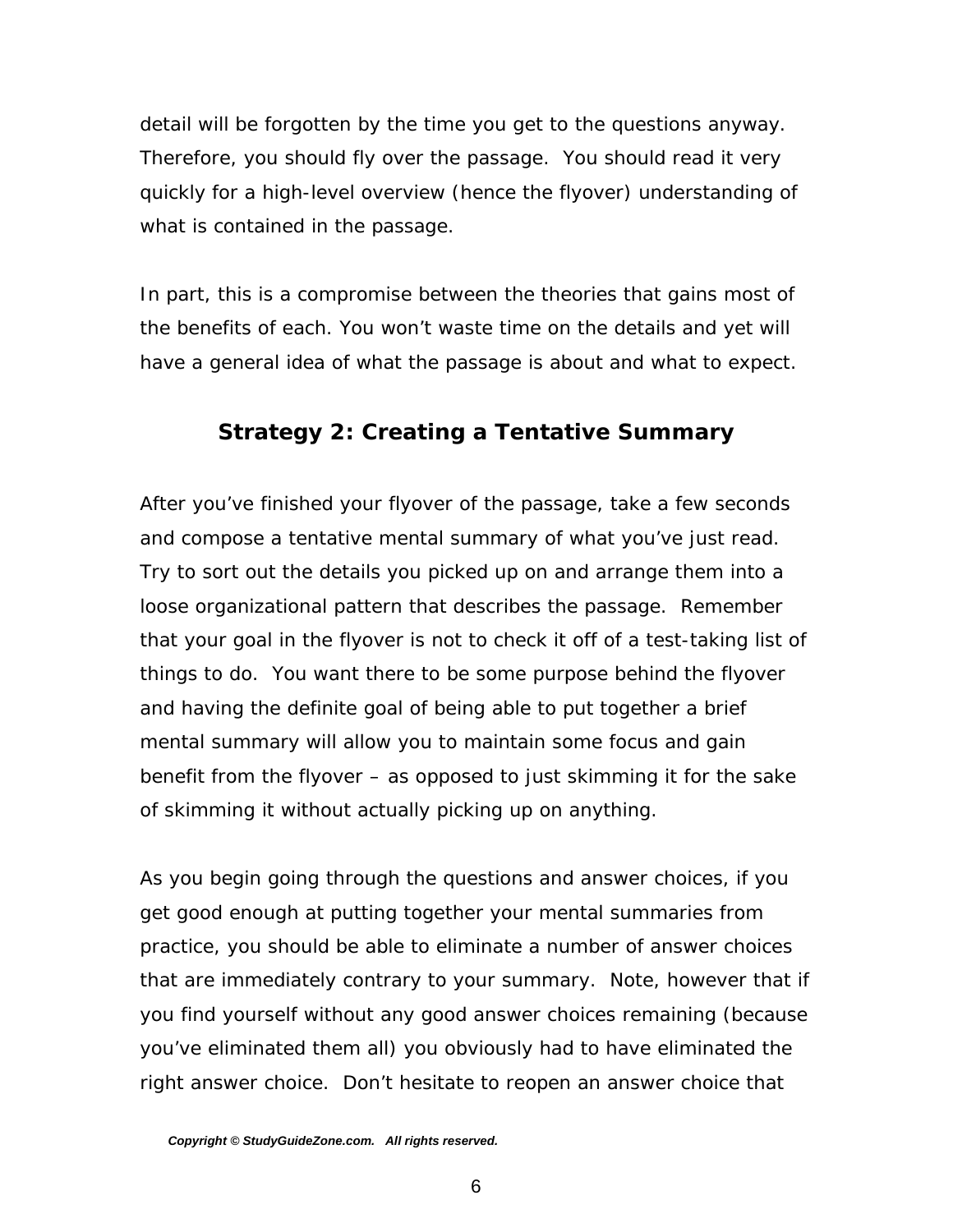detail will be forgotten by the time you get to the questions anyway. Therefore, you should fly over the passage. You should read it very quickly for a high-level overview (hence the flyover) understanding of what is contained in the passage.

In part, this is a compromise between the theories that gains most of the benefits of each. You won't waste time on the details and yet will have a general idea of what the passage is about and what to expect.

## Strategy 2: Creating a Tentative Summary

After you've finished your flyover of the passage, take a few seconds and compose a tentative mental summary of what you've just read. Try to sort out the details you picked up on and arrange them into a loose organizational pattern that describes the passage. Remember that your goal in the flyover is not to check it off of a test-taking list of things to do. You want there to be some purpose behind the flyover and having the definite goal of being able to put together a brief mental summary will allow you to maintain some focus and gain benefit from the flyover – as opposed to just skimming it for the sake of skimming it without actually picking up on anything.

As you begin going through the questions and answer choices, if you get good enough at putting together your mental summaries from practice, you should be able to eliminate a number of answer choices that are immediately contrary to your summary. Note, however that if you find yourself without any good answer choices remaining (because you've eliminated them all) you obviously had to have eliminated the right answer choice. Don't hesitate to reopen an answer choice that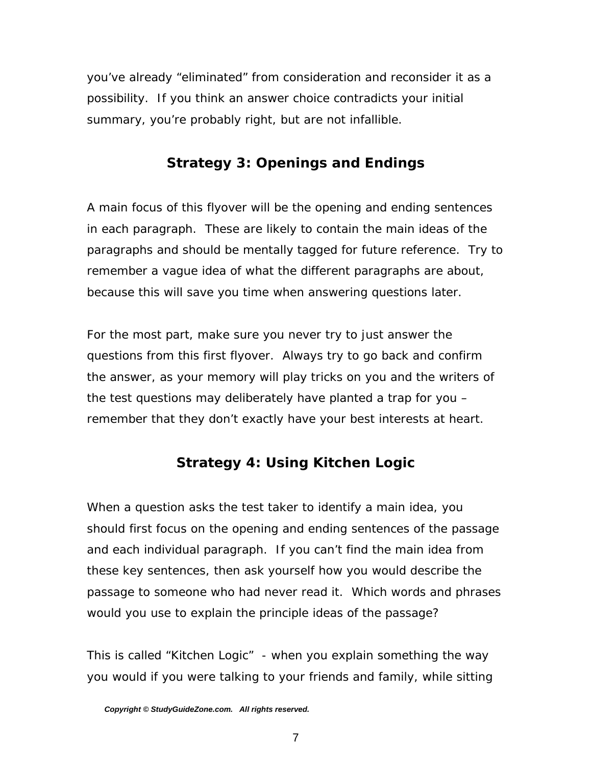you've already "eliminated" from consideration and reconsider it as a possibility. If you think an answer choice contradicts your initial summary, you're probably right, but are not infallible.

## Strategy 3: Openings and Endings

A main focus of this flyover will be the opening and ending sentences in each paragraph. These are likely to contain the main ideas of the paragraphs and should be mentally tagged for future reference. Try to remember a vague idea of what the different paragraphs are about, because this will save you time when answering questions later.

For the most part, make sure you never try to just answer the questions from this first flyover. Always try to go back and confirm the answer, as your memory will play tricks on you and the writers of the test questions may deliberately have planted a trap for you – remember that they don't exactly have your best interests at heart.

## Strategy 4: Using Kitchen Logic

When a question asks the test taker to identify a main idea, you should first focus on the opening and ending sentences of the passage and each individual paragraph. If you can't find the main idea from these key sentences, then ask yourself how you would describe the passage to someone who had never read it. Which words and phrases would you use to explain the principle ideas of the passage?

This is called "Kitchen Logic" - when you explain something the way you would if you were talking to your friends and family, while sitting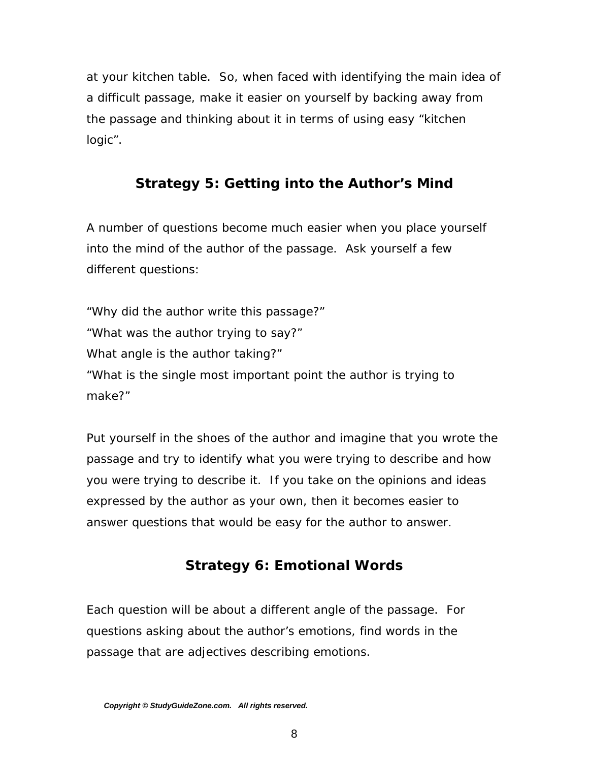at your kitchen table.  So, when faced with identifying the main idea of a difficult passage, make it easier on yourself by backing away from the passage and thinking about it in terms of using easy "kitchen logic".

## Strategy 5: Getting into the Author's Mind

A number of questions become much easier when you place yourself into the mind of the author of the passage.  Ask yourself a few different questions:

"Why did the author write this passage?"
"What was the author trying to say?"
What angle is the author taking?"
"What is the single most important point the author is trying to make?"

Put yourself in the shoes of the author and imagine that you wrote the passage and try to identify what you were trying to describe and how you were trying to describe it.  If you take on the opinions and ideas expressed by the author as your own, then it becomes easier to answer questions that would be easy for the author to answer.

## Strategy 6: Emotional Words

Each question will be about a different angle of the passage.  For questions asking about the author's emotions, find words in the passage that are adjectives describing emotions.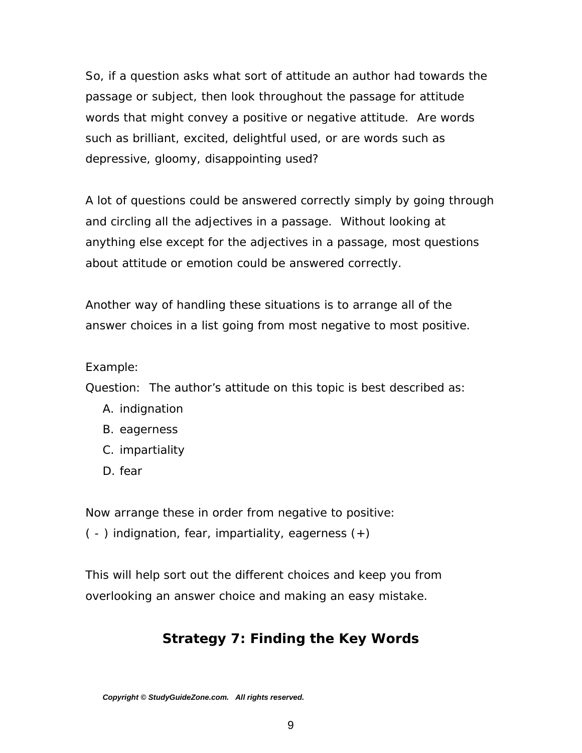So, if a question asks what sort of attitude an author had towards the passage or subject, then look throughout the passage for attitude words that might convey a positive or negative attitude. Are words such as brilliant, excited, delightful used, or are words such as depressive, gloomy, disappointing used?

A lot of questions could be answered correctly simply by going through and circling all the adjectives in a passage. Without looking at anything else except for the adjectives in a passage, most questions about attitude or emotion could be answered correctly.

Another way of handling these situations is to arrange all of the answer choices in a list going from most negative to most positive.

Example:
Question: The author's attitude on this topic is best described as:

A. indignation
B. eagerness
C. impartiality
D. fear

Now arrange these in order from negative to positive:
( - ) indignation, fear, impartiality, eagerness (+)

This will help sort out the different choices and keep you from overlooking an answer choice and making an easy mistake.

## Strategy 7: Finding the Key Words

***Copyright © StudyGuideZone.com. All rights reserved.***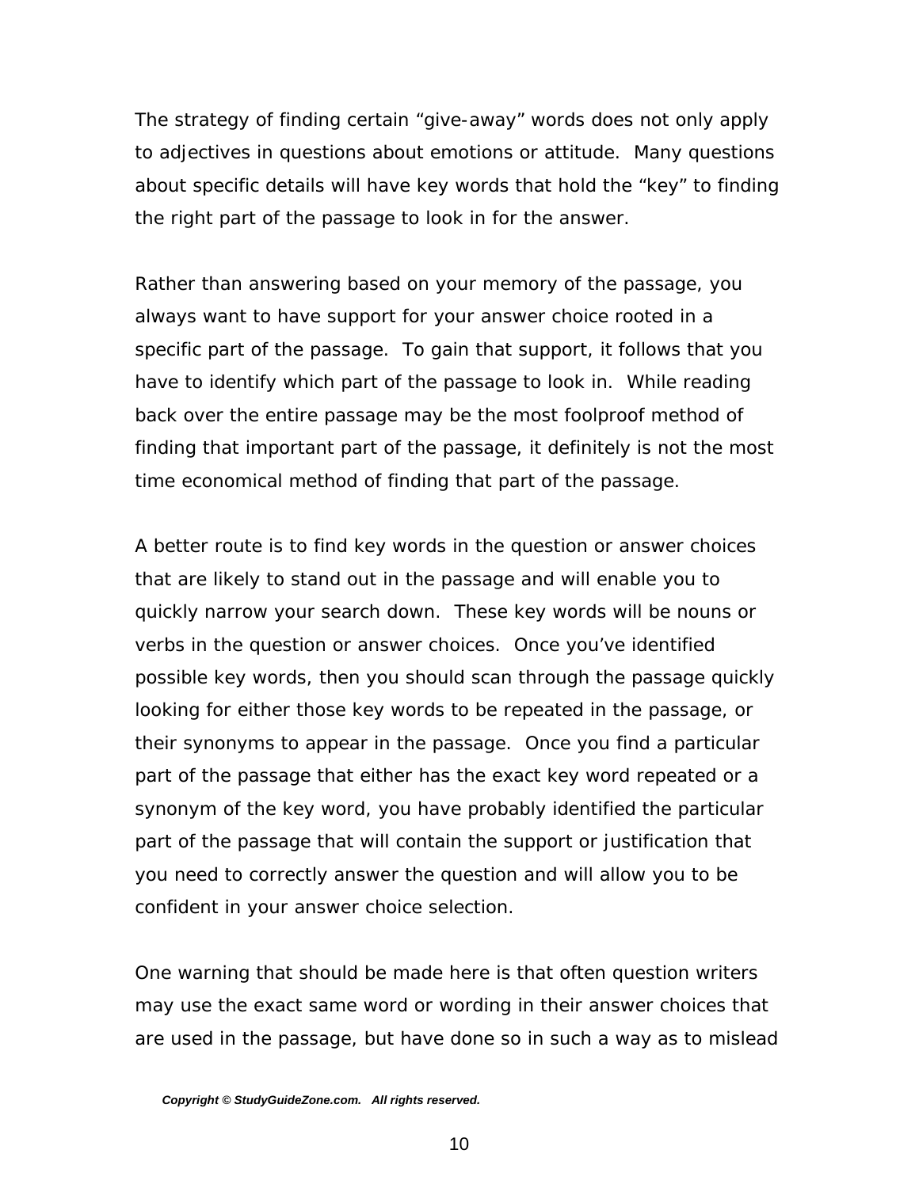The strategy of finding certain “give-away” words does not only apply to adjectives in questions about emotions or attitude. Many questions about specific details will have key words that hold the “key” to finding the right part of the passage to look in for the answer.

Rather than answering based on your memory of the passage, you always want to have support for your answer choice rooted in a specific part of the passage. To gain that support, it follows that you have to identify which part of the passage to look in. While reading back over the entire passage may be the most foolproof method of finding that important part of the passage, it definitely is not the most time economical method of finding that part of the passage.

A better route is to find key words in the question or answer choices that are likely to stand out in the passage and will enable you to quickly narrow your search down. These key words will be nouns or verbs in the question or answer choices. Once you’ve identified possible key words, then you should scan through the passage quickly looking for either those key words to be repeated in the passage, or their synonyms to appear in the passage. Once you find a particular part of the passage that either has the exact key word repeated or a synonym of the key word, you have probably identified the particular part of the passage that will contain the support or justification that you need to correctly answer the question and will allow you to be confident in your answer choice selection.

One warning that should be made here is that often question writers may use the exact same word or wording in their answer choices that are used in the passage, but have done so in such a way as to mislead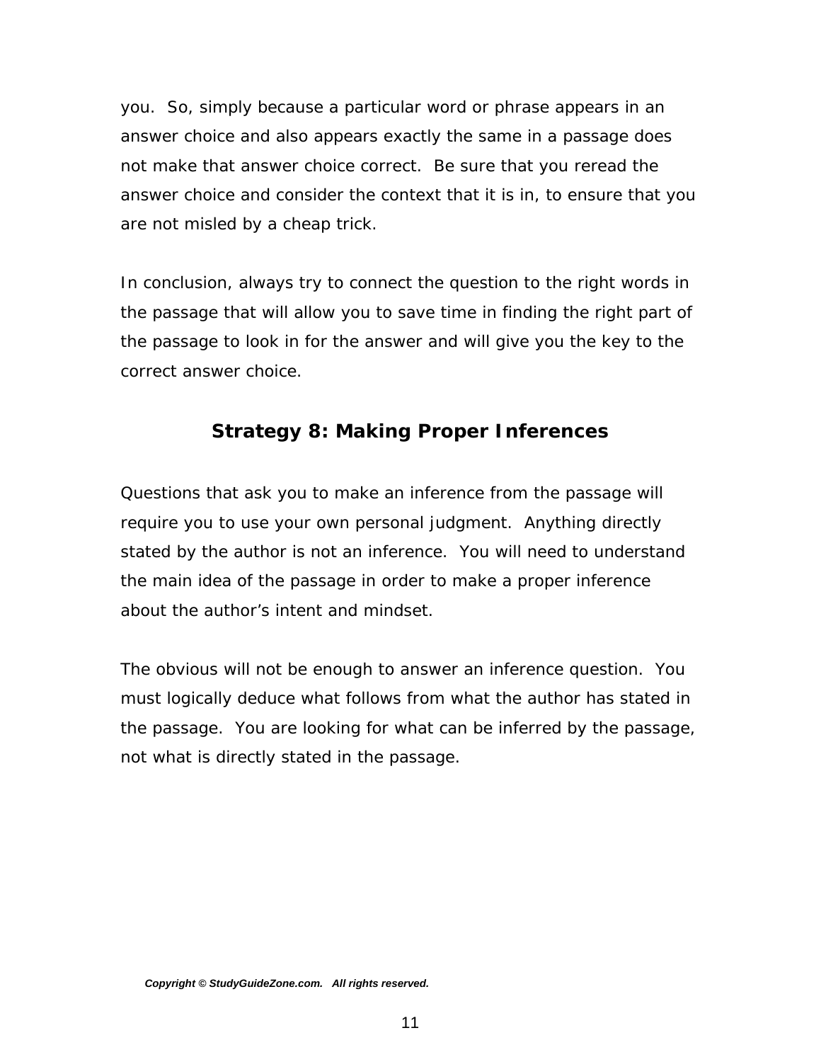you. So, simply because a particular word or phrase appears in an answer choice and also appears exactly the same in a passage does not make that answer choice correct. Be sure that you reread the answer choice and consider the context that it is in, to ensure that you are not misled by a cheap trick.

In conclusion, always try to connect the question to the right words in the passage that will allow you to save time in finding the right part of the passage to look in for the answer and will give you the key to the correct answer choice.

## Strategy 8: Making Proper Inferences

Questions that ask you to make an inference from the passage will require you to use your own personal judgment. Anything directly stated by the author is not an inference. You will need to understand the main idea of the passage in order to make a proper inference about the author's intent and mindset.

The obvious will not be enough to answer an inference question. You must logically deduce what follows from what the author has stated in the passage. You are looking for what can be inferred by the passage, not what is directly stated in the passage.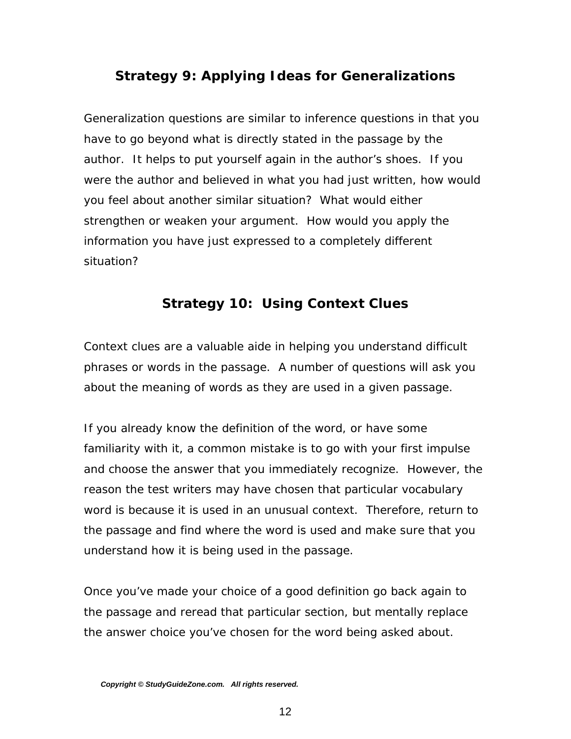## Strategy 9: Applying Ideas for Generalizations

Generalization questions are similar to inference questions in that you have to go beyond what is directly stated in the passage by the author. It helps to put yourself again in the author's shoes. If you were the author and believed in what you had just written, how would you feel about another similar situation? What would either strengthen or weaken your argument. How would you apply the information you have just expressed to a completely different situation?

## Strategy 10: Using Context Clues

Context clues are a valuable aide in helping you understand difficult phrases or words in the passage. A number of questions will ask you about the meaning of words as they are used in a given passage.

If you already know the definition of the word, or have some familiarity with it, a common mistake is to go with your first impulse and choose the answer that you immediately recognize. However, the reason the test writers may have chosen that particular vocabulary word is because it is used in an unusual context. Therefore, return to the passage and find where the word is used and make sure that you understand how it is being used in the passage.

Once you've made your choice of a good definition go back again to the passage and reread that particular section, but mentally replace the answer choice you've chosen for the word being asked about.

***Copyright © StudyGuideZone.com. All rights reserved.***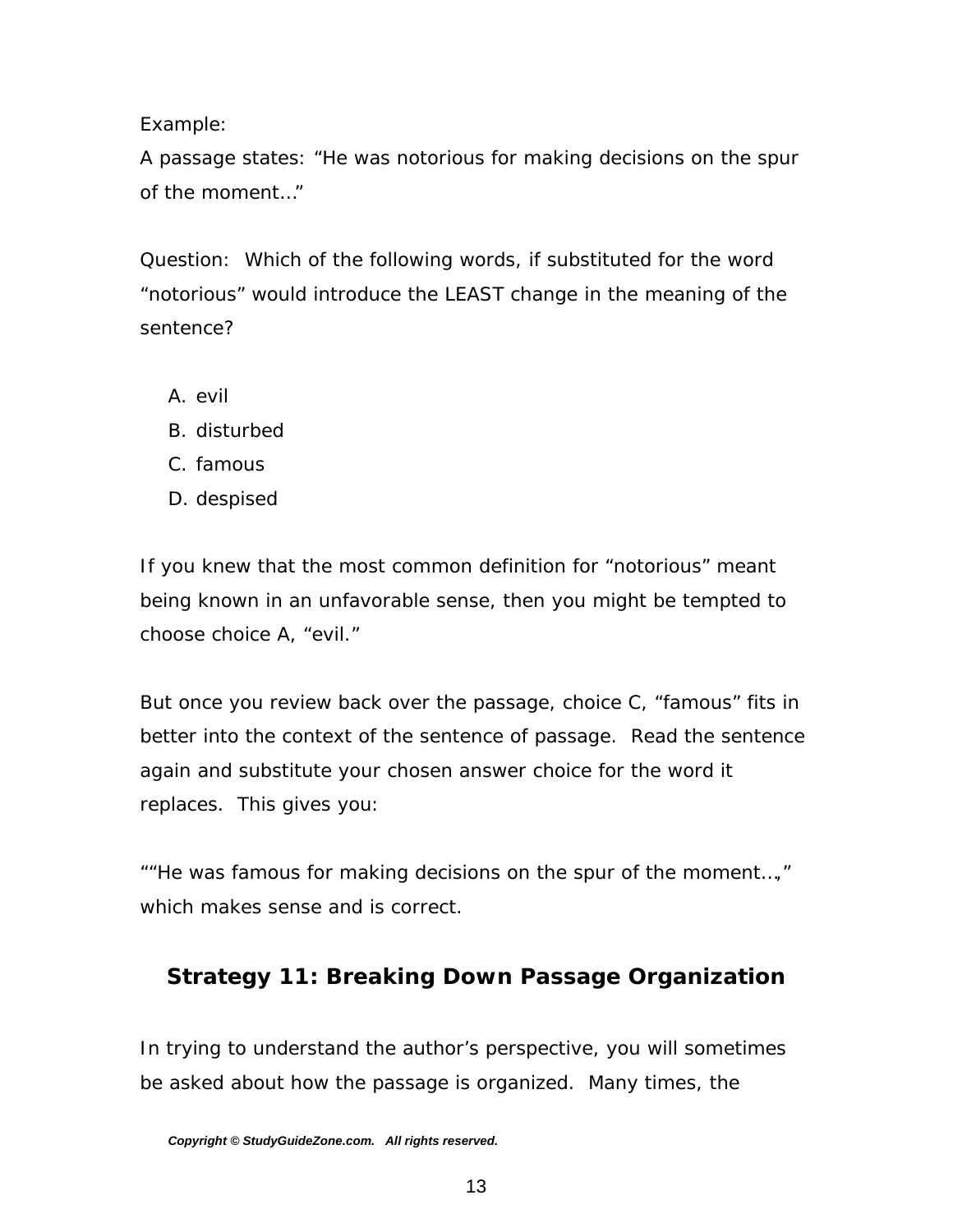Example:
A passage states: “He was notorious for making decisions on the spur of the moment…”

Question: Which of the following words, if substituted for the word “notorious” would introduce the LEAST change in the meaning of the sentence?

A. evil
B. disturbed
C. famous
D. despised

If you knew that the most common definition for “notorious” meant being known in an unfavorable sense, then you might be tempted to choose choice A, “evil.”

But once you review back over the passage, choice C, “famous” fits in better into the context of the sentence of passage. Read the sentence again and substitute your chosen answer choice for the word it replaces. This gives you:

““He was famous for making decisions on the spur of the moment…,” which makes sense and is correct.

## Strategy 11: Breaking Down Passage Organization

In trying to understand the author’s perspective, you will sometimes be asked about how the passage is organized. Many times, the

***Copyright © StudyGuideZone.com. All rights reserved.***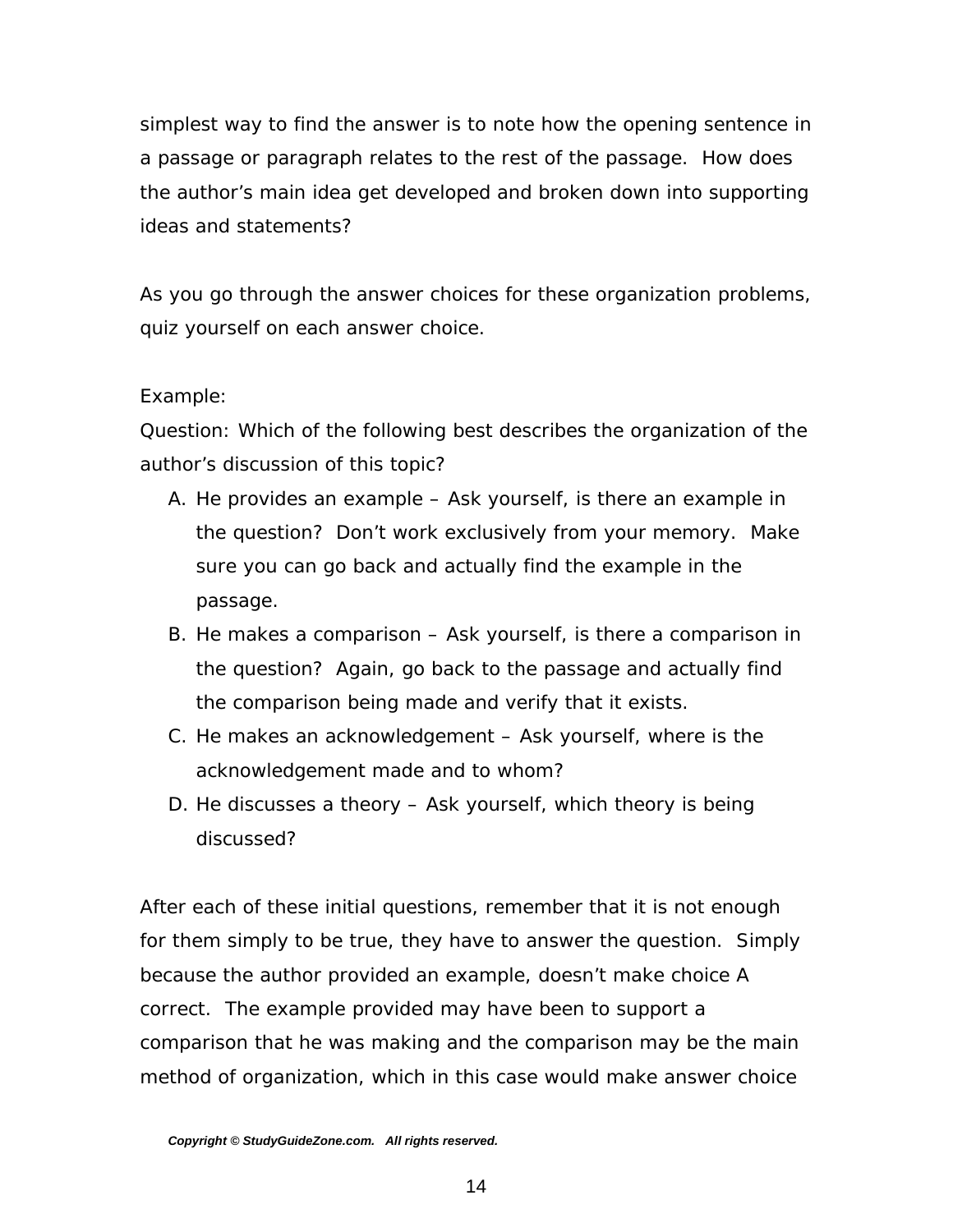simplest way to find the answer is to note how the opening sentence in a passage or paragraph relates to the rest of the passage. How does the author's main idea get developed and broken down into supporting ideas and statements?

As you go through the answer choices for these organization problems, quiz yourself on each answer choice.

Example:
Question: Which of the following best describes the organization of the author's discussion of this topic?

A. He provides an example – Ask yourself, is there an example in the question? Don't work exclusively from your memory. Make sure you can go back and actually find the example in the passage.
B. He makes a comparison – Ask yourself, is there a comparison in the question? Again, go back to the passage and actually find the comparison being made and verify that it exists.
C. He makes an acknowledgement – Ask yourself, where is the acknowledgement made and to whom?
D. He discusses a theory – Ask yourself, which theory is being discussed?

After each of these initial questions, remember that it is not enough for them simply to be true, they have to answer the question. Simply because the author provided an example, doesn't make choice A correct. The example provided may have been to support a comparison that he was making and the comparison may be the main method of organization, which in this case would make answer choice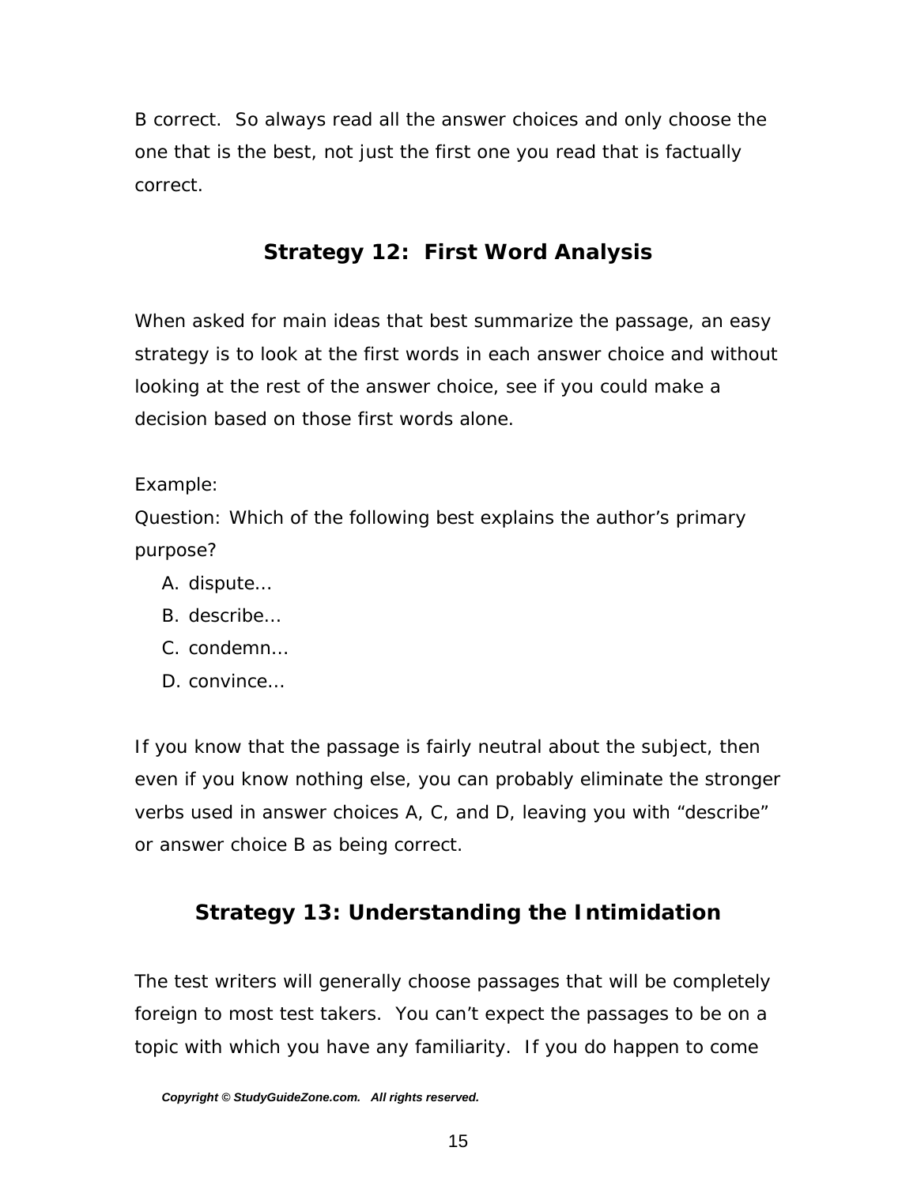B correct. So always read all the answer choices and only choose the one that is the best, not just the first one you read that is factually correct.

## Strategy 12: First Word Analysis

When asked for main ideas that best summarize the passage, an easy strategy is to look at the first words in each answer choice and without looking at the rest of the answer choice, see if you could make a decision based on those first words alone.

Example:
Question: Which of the following best explains the author's primary purpose?

A. dispute…
B. describe…
C. condemn…
D. convince…

If you know that the passage is fairly neutral about the subject, then even if you know nothing else, you can probably eliminate the stronger verbs used in answer choices A, C, and D, leaving you with "describe" or answer choice B as being correct.

## Strategy 13: Understanding the Intimidation

The test writers will generally choose passages that will be completely foreign to most test takers. You can't expect the passages to be on a topic with which you have any familiarity. If you do happen to come

*Copyright © StudyGuideZone.com. All rights reserved.*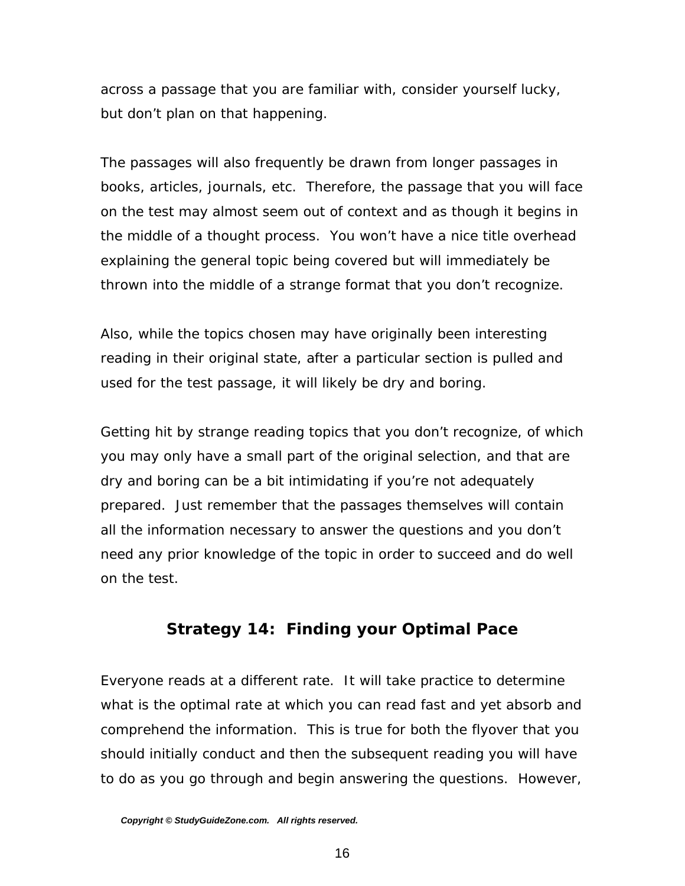across a passage that you are familiar with, consider yourself lucky, but don't plan on that happening.

The passages will also frequently be drawn from longer passages in books, articles, journals, etc. Therefore, the passage that you will face on the test may almost seem out of context and as though it begins in the middle of a thought process. You won't have a nice title overhead explaining the general topic being covered but will immediately be thrown into the middle of a strange format that you don't recognize.

Also, while the topics chosen may have originally been interesting reading in their original state, after a particular section is pulled and used for the test passage, it will likely be dry and boring.

Getting hit by strange reading topics that you don't recognize, of which you may only have a small part of the original selection, and that are dry and boring can be a bit intimidating if you're not adequately prepared. Just remember that the passages themselves will contain all the information necessary to answer the questions and you don't need any prior knowledge of the topic in order to succeed and do well on the test.

## Strategy 14: Finding your Optimal Pace

Everyone reads at a different rate. It will take practice to determine what is the optimal rate at which you can read fast and yet absorb and comprehend the information. This is true for both the flyover that you should initially conduct and then the subsequent reading you will have to do as you go through and begin answering the questions. However,

***Copyright © StudyGuideZone.com. All rights reserved.***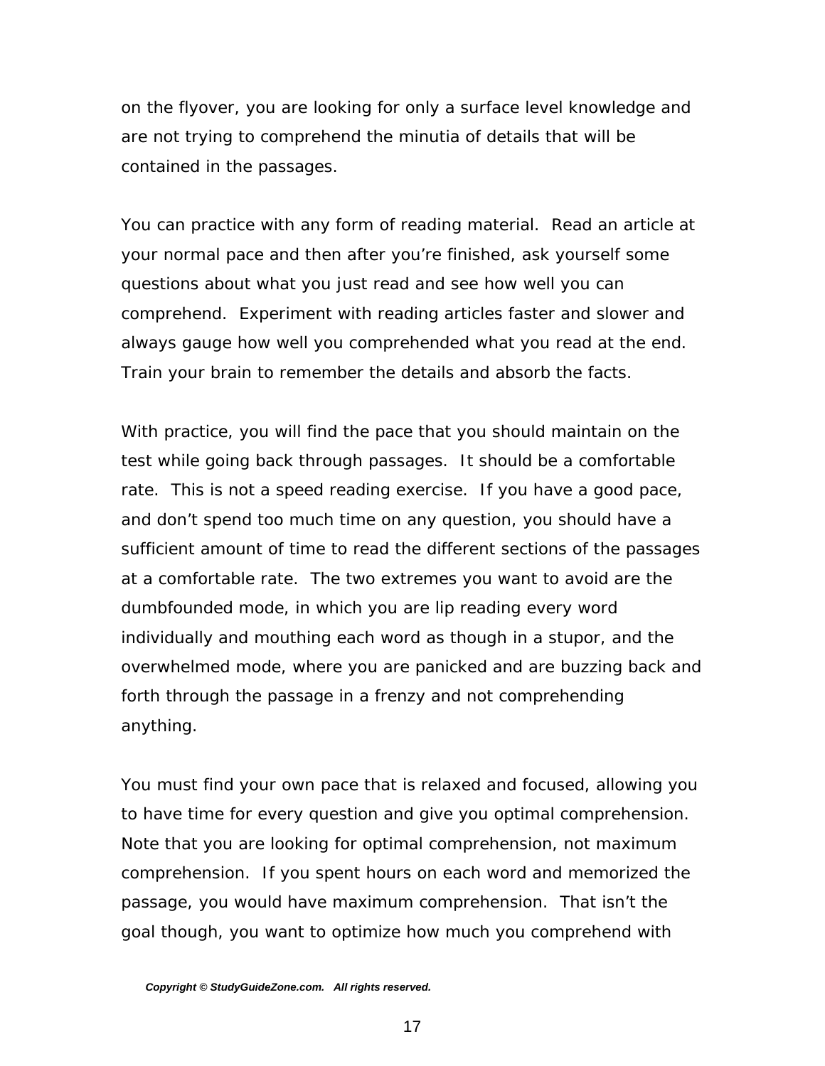on the flyover, you are looking for only a surface level knowledge and are not trying to comprehend the minutia of details that will be contained in the passages.

You can practice with any form of reading material. Read an article at your normal pace and then after you're finished, ask yourself some questions about what you just read and see how well you can comprehend. Experiment with reading articles faster and slower and always gauge how well you comprehended what you read at the end. Train your brain to remember the details and absorb the facts.

With practice, you will find the pace that you should maintain on the test while going back through passages. It should be a comfortable rate. This is not a speed reading exercise. If you have a good pace, and don't spend too much time on any question, you should have a sufficient amount of time to read the different sections of the passages at a comfortable rate. The two extremes you want to avoid are the dumbfounded mode, in which you are lip reading every word individually and mouthing each word as though in a stupor, and the overwhelmed mode, where you are panicked and are buzzing back and forth through the passage in a frenzy and not comprehending anything.

You must find your own pace that is relaxed and focused, allowing you to have time for every question and give you optimal comprehension. Note that you are looking for optimal comprehension, not maximum comprehension. If you spent hours on each word and memorized the passage, you would have maximum comprehension. That isn't the goal though, you want to optimize how much you comprehend with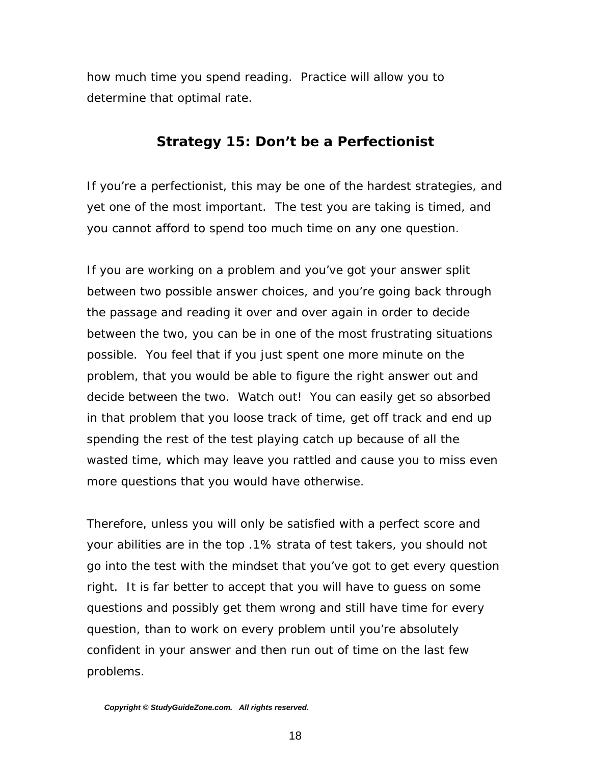how much time you spend reading.  Practice will allow you to determine that optimal rate.

## Strategy 15: Don't be a Perfectionist

If you're a perfectionist, this may be one of the hardest strategies, and yet one of the most important.  The test you are taking is timed, and you cannot afford to spend too much time on any one question.

If you are working on a problem and you've got your answer split between two possible answer choices, and you're going back through the passage and reading it over and over again in order to decide between the two, you can be in one of the most frustrating situations possible.  You feel that if you just spent one more minute on the problem, that you would be able to figure the right answer out and decide between the two.  Watch out!  You can easily get so absorbed in that problem that you loose track of time, get off track and end up spending the rest of the test playing catch up because of all the wasted time, which may leave you rattled and cause you to miss even more questions that you would have otherwise.

Therefore, unless you will only be satisfied with a perfect score and your abilities are in the top .1% strata of test takers, you should not go into the test with the mindset that you've got to get every question right.  It is far better to accept that you will have to guess on some questions and possibly get them wrong and still have time for every question, than to work on every problem until you're absolutely confident in your answer and then run out of time on the last few problems.

***Copyright © StudyGuideZone.com.   All rights reserved.***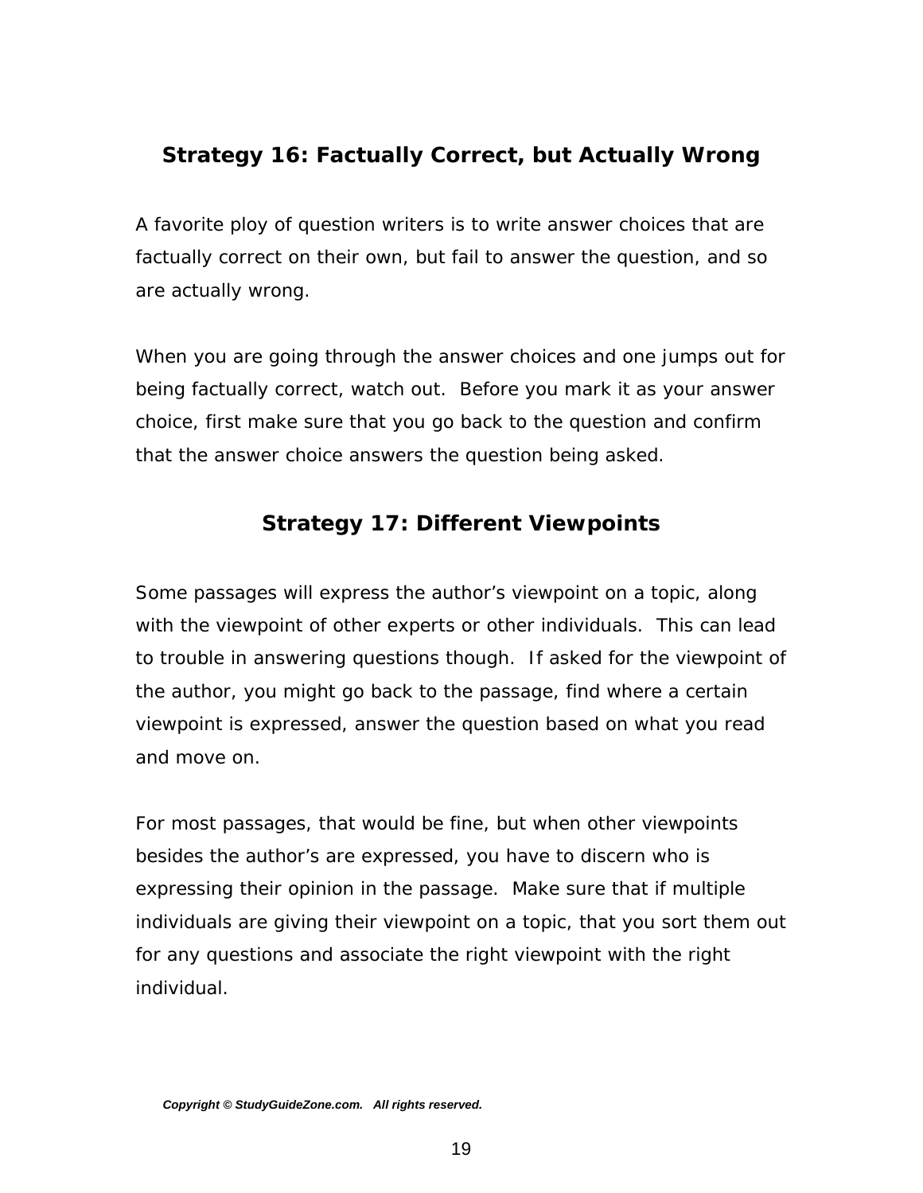## Strategy 16: Factually Correct, but Actually Wrong

A favorite ploy of question writers is to write answer choices that are factually correct on their own, but fail to answer the question, and so are actually wrong.

When you are going through the answer choices and one jumps out for being factually correct, watch out. Before you mark it as your answer choice, first make sure that you go back to the question and confirm that the answer choice answers the question being asked.

## Strategy 17: Different Viewpoints

Some passages will express the author's viewpoint on a topic, along with the viewpoint of other experts or other individuals. This can lead to trouble in answering questions though. If asked for the viewpoint of the author, you might go back to the passage, find where a certain viewpoint is expressed, answer the question based on what you read and move on.

For most passages, that would be fine, but when other viewpoints besides the author's are expressed, you have to discern who is expressing their opinion in the passage. Make sure that if multiple individuals are giving their viewpoint on a topic, that you sort them out for any questions and associate the right viewpoint with the right individual.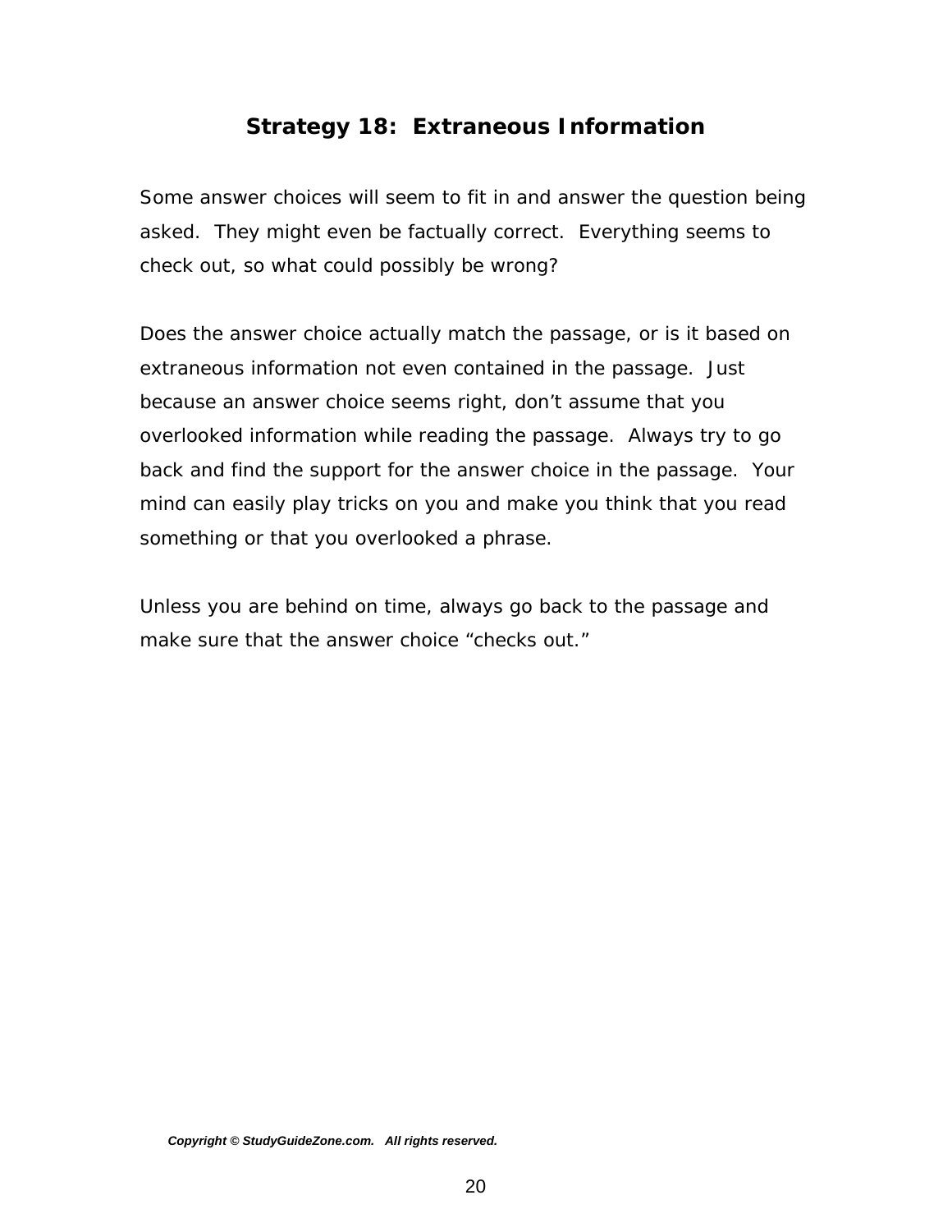## Strategy 18: Extraneous Information

Some answer choices will seem to fit in and answer the question being asked. They might even be factually correct. Everything seems to check out, so what could possibly be wrong?

Does the answer choice actually match the passage, or is it based on extraneous information not even contained in the passage. Just because an answer choice seems right, don't assume that you overlooked information while reading the passage. Always try to go back and find the support for the answer choice in the passage. Your mind can easily play tricks on you and make you think that you read something or that you overlooked a phrase.

Unless you are behind on time, always go back to the passage and make sure that the answer choice "checks out."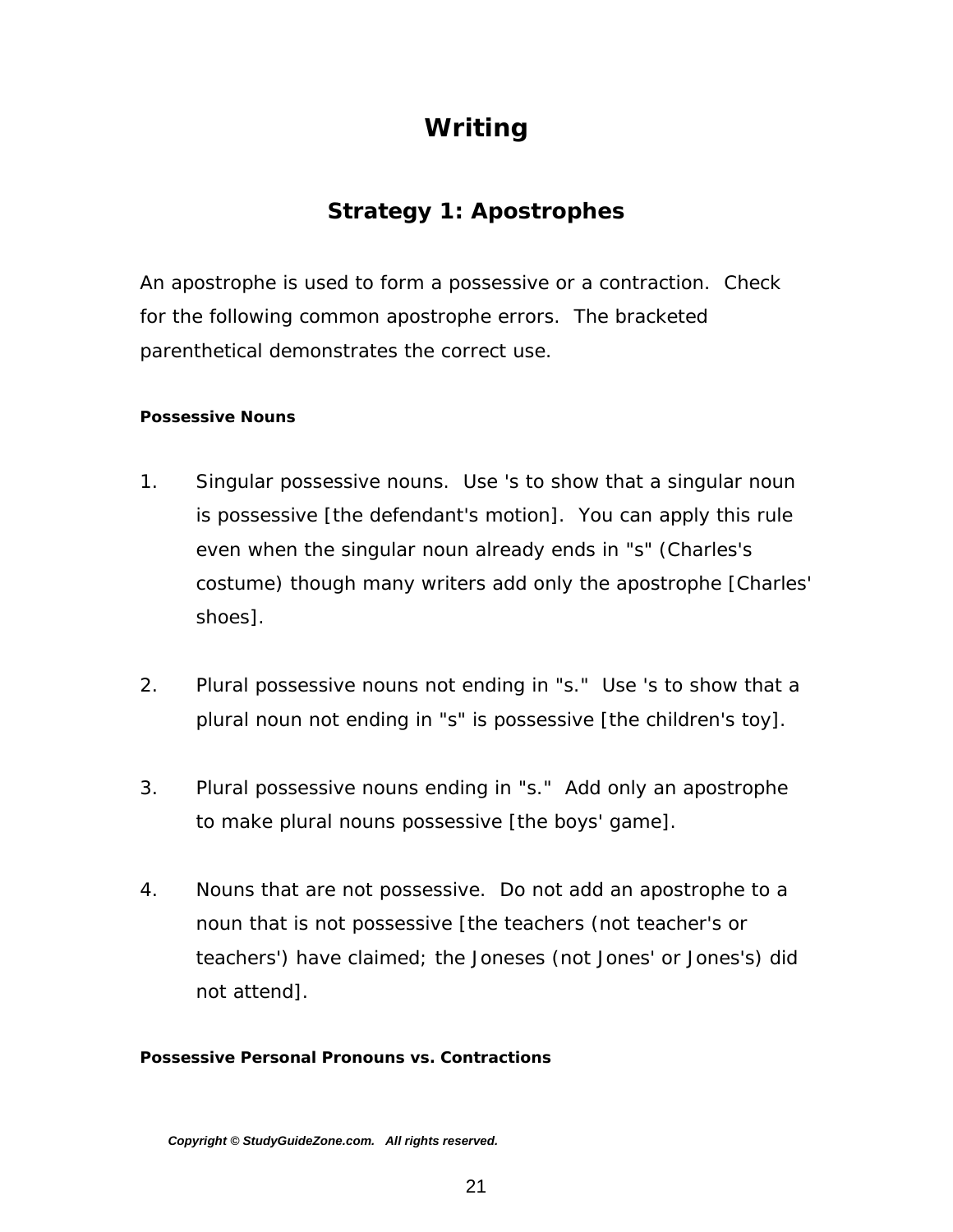# Writing

## Strategy 1: Apostrophes

An apostrophe is used to form a possessive or a contraction. Check for the following common apostrophe errors. The bracketed parenthetical demonstrates the correct use.

#### Possessive Nouns

1. Singular possessive nouns. Use 's to show that a singular noun is possessive [the defendant's motion]. You can apply this rule even when the singular noun already ends in "s" (Charles's costume) though many writers add only the apostrophe [Charles' shoes].

2. Plural possessive nouns not ending in "s." Use 's to show that a plural noun not ending in "s" is possessive [the children's toy].

3. Plural possessive nouns ending in "s." Add only an apostrophe to make plural nouns possessive [the boys' game].

4. Nouns that are not possessive. Do not add an apostrophe to a noun that is not possessive [the teachers (not teacher's or teachers') have claimed; the Joneses (not Jones' or Jones's) did not attend].

#### Possessive Personal Pronouns vs. Contractions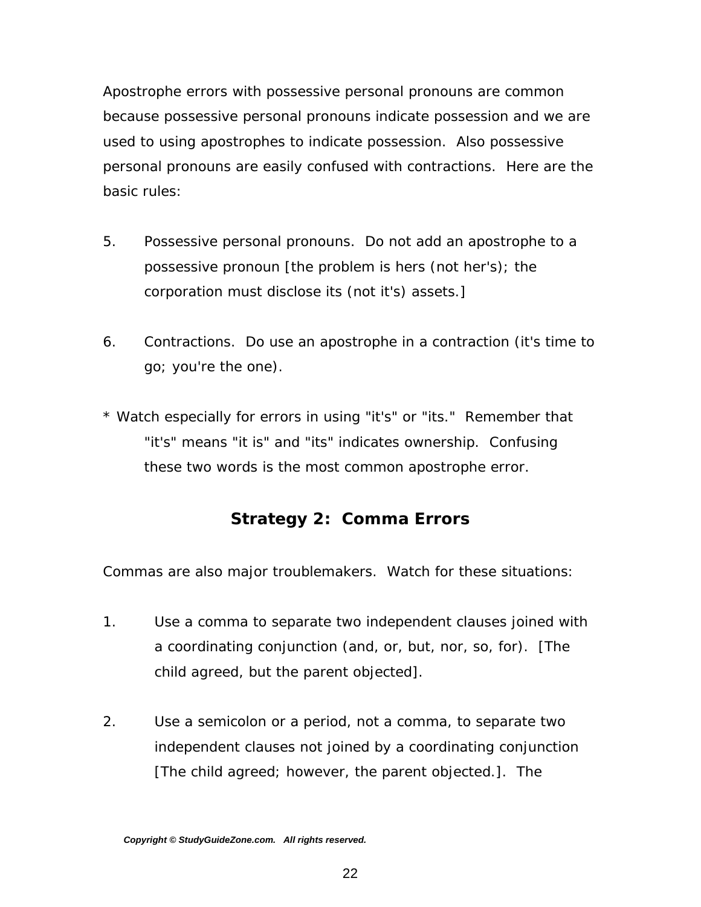Apostrophe errors with possessive personal pronouns are common because possessive personal pronouns indicate possession and we are used to using apostrophes to indicate possession. Also possessive personal pronouns are easily confused with contractions. Here are the basic rules:

5. Possessive personal pronouns. Do not add an apostrophe to a possessive pronoun [the problem is hers (not her's); the corporation must disclose its (not it's) assets.]

6. Contractions. Do use an apostrophe in a contraction (it's time to go; you're the one).

* Watch especially for errors in using "it's" or "its." Remember that "it's" means "it is" and "its" indicates ownership. Confusing these two words is the most common apostrophe error.

## Strategy 2: Comma Errors

Commas are also major troublemakers. Watch for these situations:

1. Use a comma to separate two independent clauses joined with a coordinating conjunction (and, or, but, nor, so, for). [The child agreed, but the parent objected].

2. Use a semicolon or a period, not a comma, to separate two independent clauses not joined by a coordinating conjunction [The child agreed; however, the parent objected.]. The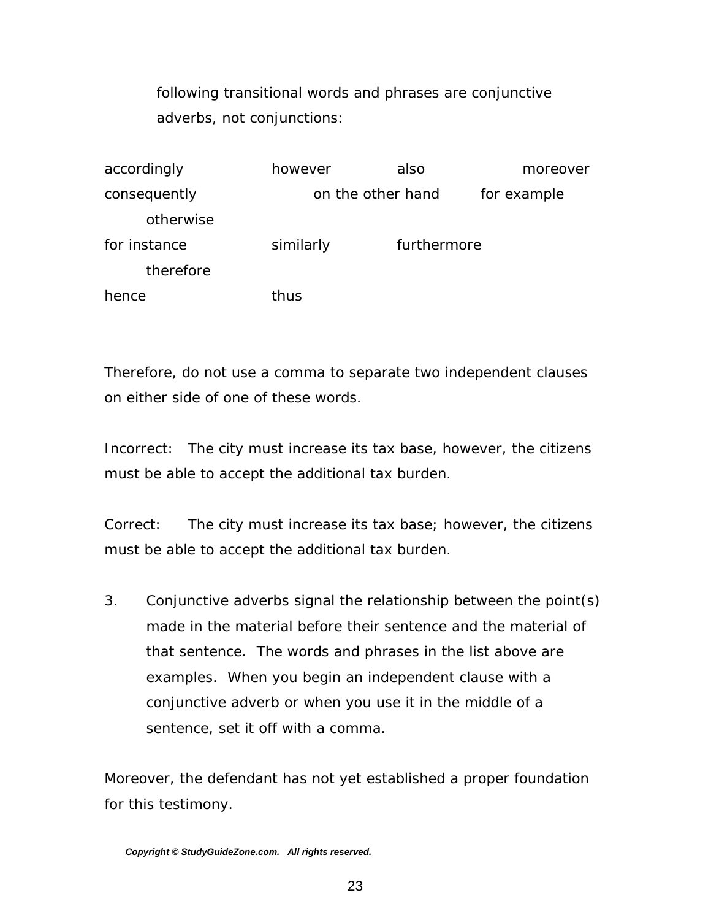following transitional words and phrases are conjunctive adverbs, not conjunctions:

| | | | |
|---|---|---|---|
| accordingly | however | also | moreover |
| consequently | on the other hand | for example | otherwise |
| for instance | similarly | furthermore | therefore |
| hence | thus | | |

Therefore, do not use a comma to separate two independent clauses on either side of one of these words.

Incorrect: The city must increase its tax base, however, the citizens must be able to accept the additional tax burden.

Correct: The city must increase its tax base; however, the citizens must be able to accept the additional tax burden.

3. Conjunctive adverbs signal the relationship between the point(s) made in the material before their sentence and the material of that sentence. The words and phrases in the list above are examples. When you begin an independent clause with a conjunctive adverb or when you use it in the middle of a sentence, set it off with a comma.

Moreover, the defendant has not yet established a proper foundation for this testimony.

*Copyright © StudyGuideZone.com. All rights reserved.*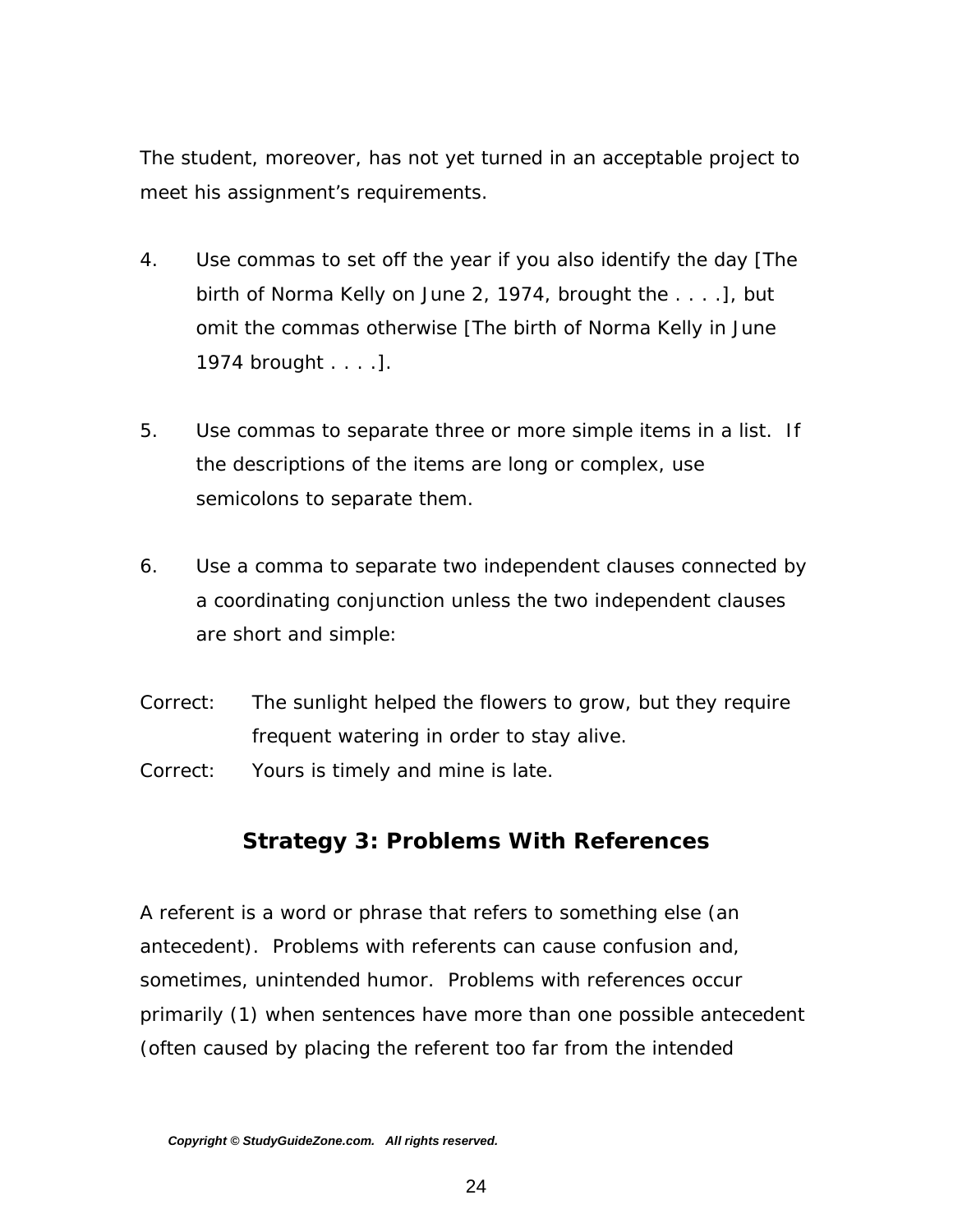The student, moreover, has not yet turned in an acceptable project to meet his assignment's requirements.

4. Use commas to set off the year if you also identify the day [The birth of Norma Kelly on June 2, 1974, brought the . . . .], but omit the commas otherwise [The birth of Norma Kelly in June 1974 brought . . . .].

5. Use commas to separate three or more simple items in a list. If the descriptions of the items are long or complex, use semicolons to separate them.

6. Use a comma to separate two independent clauses connected by a coordinating conjunction unless the two independent clauses are short and simple:

Correct: The sunlight helped the flowers to grow, but they require frequent watering in order to stay alive.

Correct: Yours is timely and mine is late.

## Strategy 3: Problems With References

A referent is a word or phrase that refers to something else (an antecedent). Problems with referents can cause confusion and, sometimes, unintended humor. Problems with references occur primarily (1) when sentences have more than one possible antecedent (often caused by placing the referent too far from the intended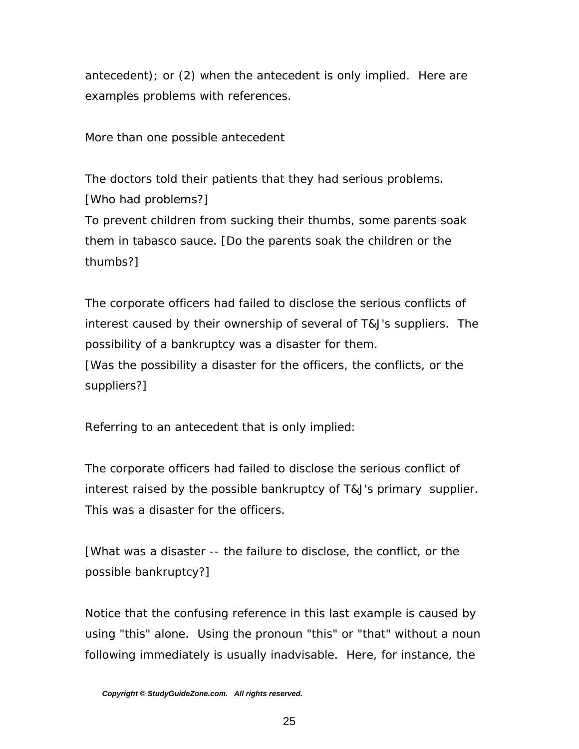antecedent); or (2) when the antecedent is only implied. Here are examples problems with references.

More than one possible antecedent

The doctors told their patients that they had serious problems. [Who had problems?]
To prevent children from sucking their thumbs, some parents soak them in tabasco sauce. [Do the parents soak the children or the thumbs?]

The corporate officers had failed to disclose the serious conflicts of interest caused by their ownership of several of T&J's suppliers. The possibility of a bankruptcy was a disaster for them.
[Was the possibility a disaster for the officers, the conflicts, or the suppliers?]

Referring to an antecedent that is only implied:

The corporate officers had failed to disclose the serious conflict of interest raised by the possible bankruptcy of T&J's primary supplier. This was a disaster for the officers.

[What was a disaster -- the failure to disclose, the conflict, or the possible bankruptcy?]

Notice that the confusing reference in this last example is caused by using "this" alone. Using the pronoun "this" or "that" without a noun following immediately is usually inadvisable. Here, for instance, the

***Copyright © StudyGuideZone.com. All rights reserved.***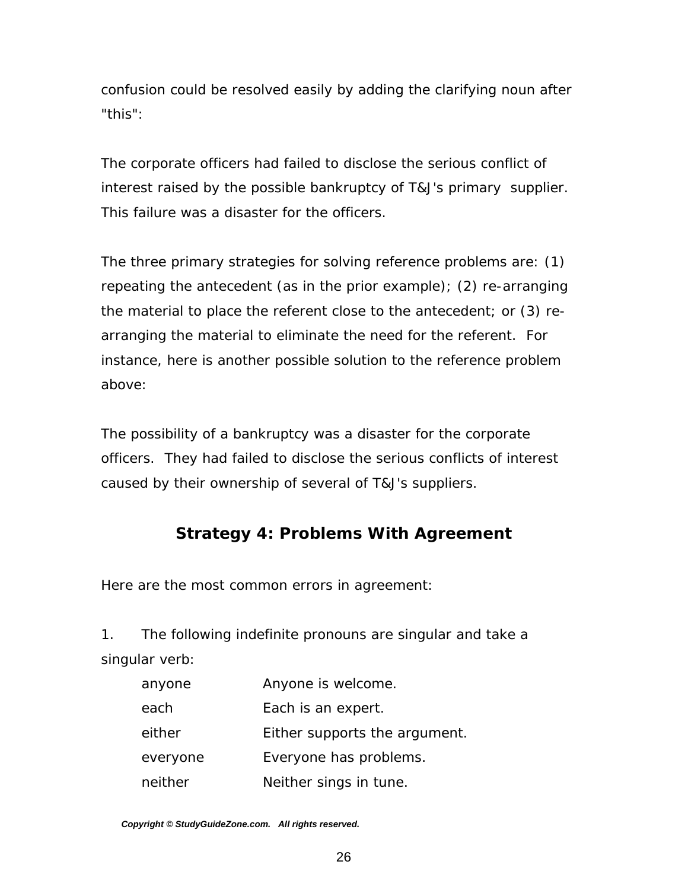confusion could be resolved easily by adding the clarifying noun after "this":

The corporate officers had failed to disclose the serious conflict of interest raised by the possible bankruptcy of T&J's primary supplier. This failure was a disaster for the officers.

The three primary strategies for solving reference problems are: (1) repeating the antecedent (as in the prior example); (2) re-arranging the material to place the referent close to the antecedent; or (3) re-arranging the material to eliminate the need for the referent. For instance, here is another possible solution to the reference problem above:

The possibility of a bankruptcy was a disaster for the corporate officers. They had failed to disclose the serious conflicts of interest caused by their ownership of several of T&J's suppliers.

## Strategy 4: Problems With Agreement

Here are the most common errors in agreement:

1. The following indefinite pronouns are singular and take a singular verb:

| | |
|---|---|
| anyone | Anyone is welcome. |
| each | Each is an expert. |
| either | Either supports the argument. |
| everyone | Everyone has problems. |
| neither | Neither sings in tune. |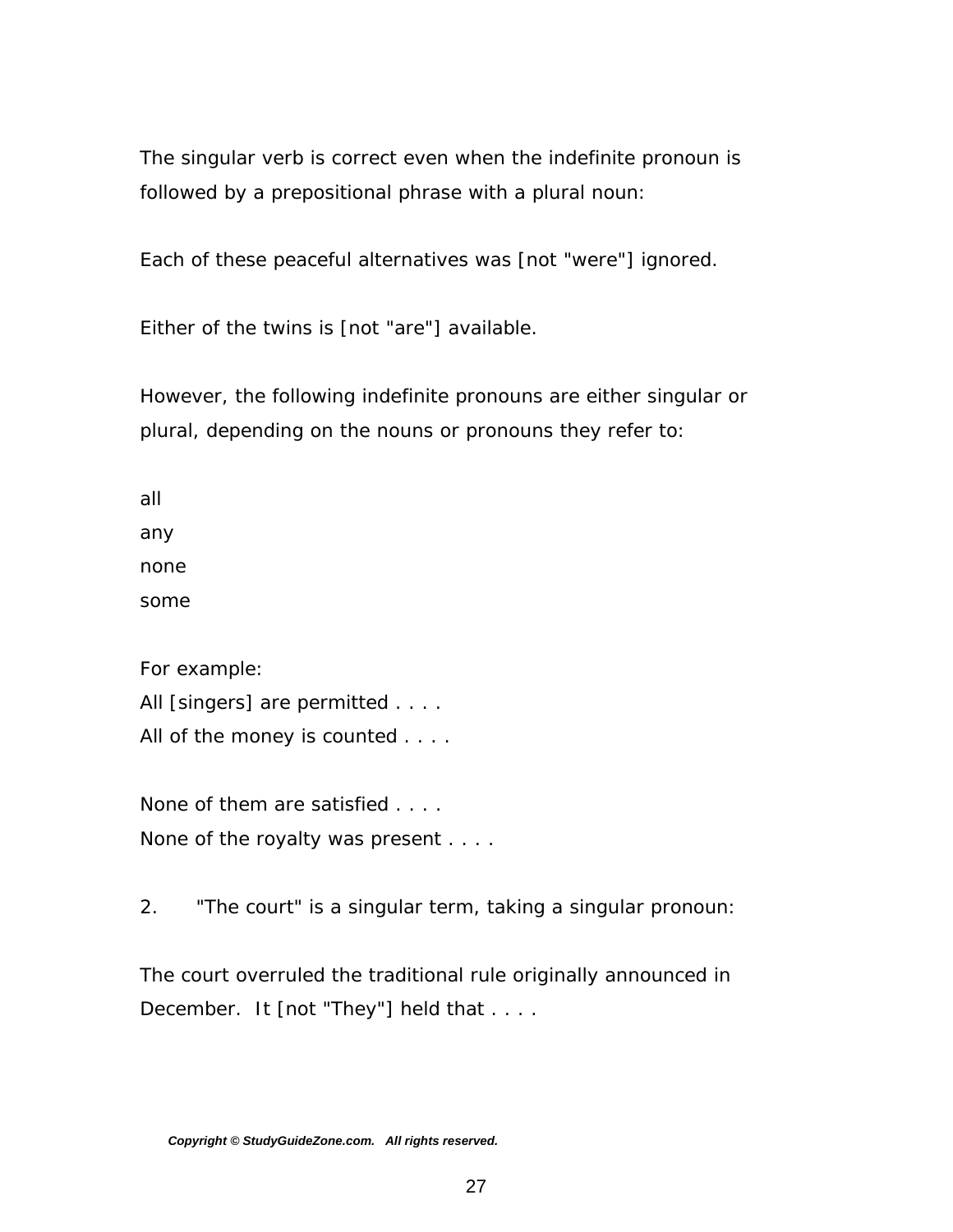The singular verb is correct even when the indefinite pronoun is followed by a prepositional phrase with a plural noun:

Each of these peaceful alternatives was [not "were"] ignored.

Either of the twins is [not "are"] available.

However, the following indefinite pronouns are either singular or plural, depending on the nouns or pronouns they refer to:

all
any
none
some

For example:
All [singers] are permitted . . . .
All of the money is counted . . . .

None of them are satisfied . . . .
None of the royalty was present . . . .

2. "The court" is a singular term, taking a singular pronoun:

The court overruled the traditional rule originally announced in December. It [not "They"] held that . . . .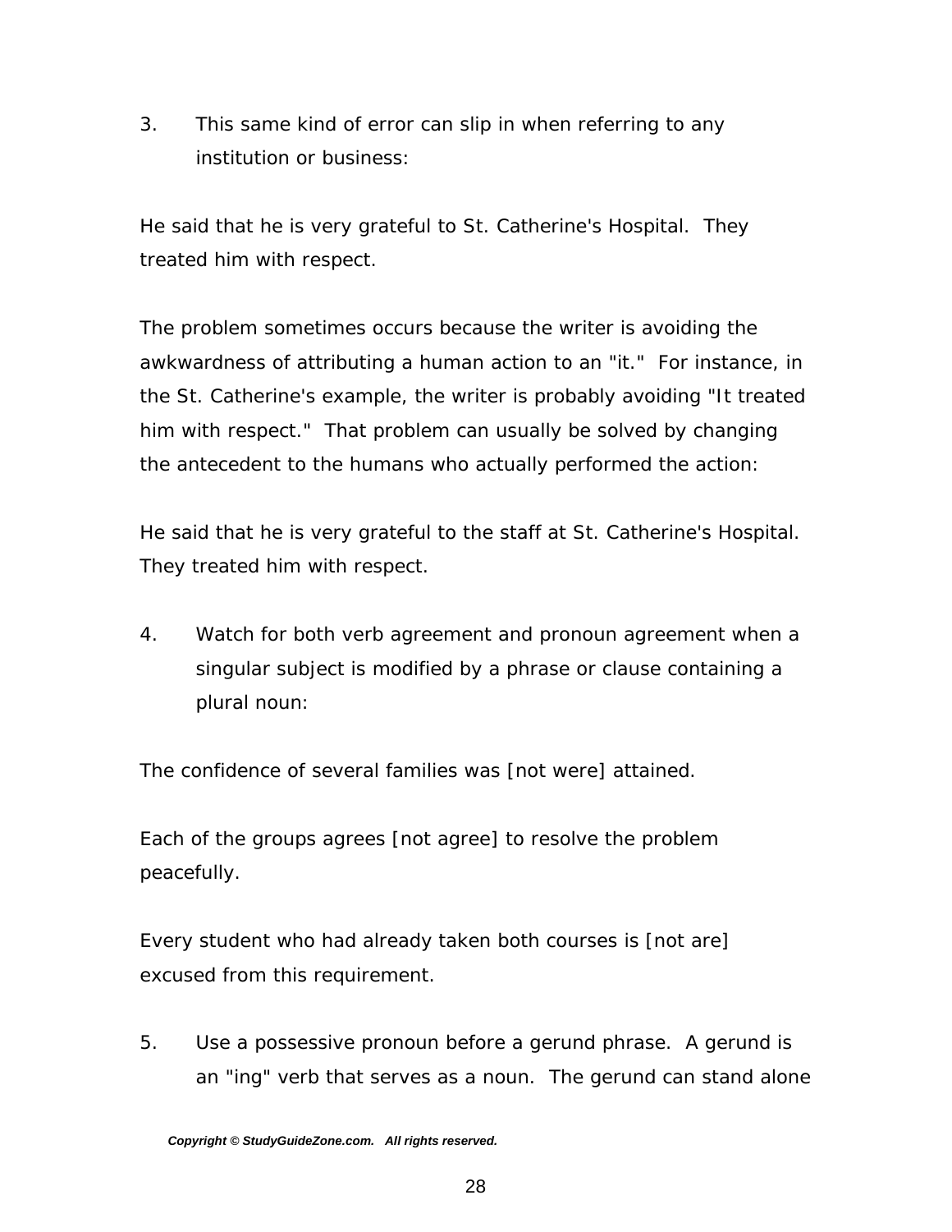3. This same kind of error can slip in when referring to any institution or business:

He said that he is very grateful to St. Catherine's Hospital. They treated him with respect.

The problem sometimes occurs because the writer is avoiding the awkwardness of attributing a human action to an "it." For instance, in the St. Catherine's example, the writer is probably avoiding "It treated him with respect." That problem can usually be solved by changing the antecedent to the humans who actually performed the action:

He said that he is very grateful to the staff at St. Catherine's Hospital. They treated him with respect.

4. Watch for both verb agreement and pronoun agreement when a singular subject is modified by a phrase or clause containing a plural noun:

The confidence of several families was [not were] attained.

Each of the groups agrees [not agree] to resolve the problem peacefully.

Every student who had already taken both courses is [not are] excused from this requirement.

5. Use a possessive pronoun before a gerund phrase. A gerund is an "ing" verb that serves as a noun. The gerund can stand alone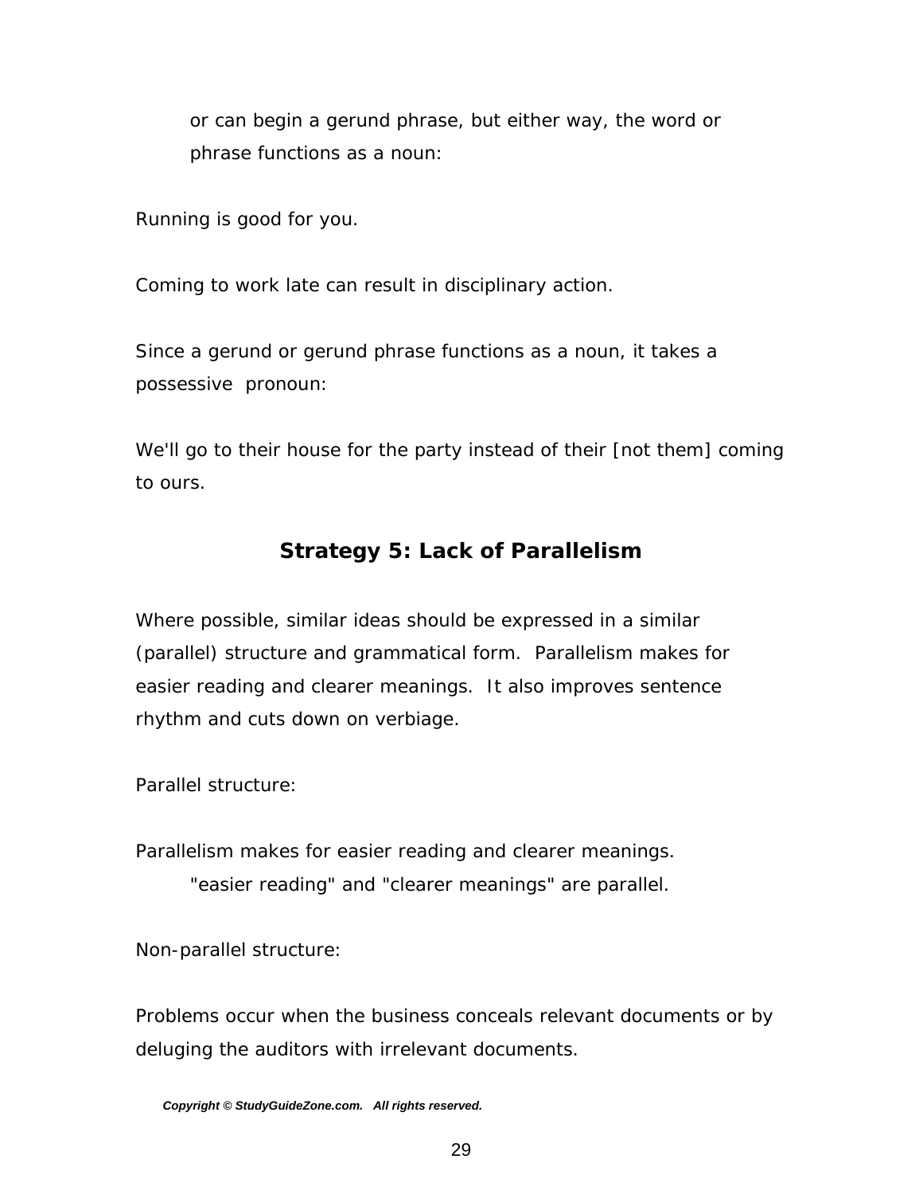or can begin a gerund phrase, but either way, the word or phrase functions as a noun:

Running is good for you.

Coming to work late can result in disciplinary action.

Since a gerund or gerund phrase functions as a noun, it takes a possessive pronoun:

We'll go to their house for the party instead of their [not them] coming to ours.

## Strategy 5: Lack of Parallelism

Where possible, similar ideas should be expressed in a similar (parallel) structure and grammatical form. Parallelism makes for easier reading and clearer meanings. It also improves sentence rhythm and cuts down on verbiage.

Parallel structure:

Parallelism makes for easier reading and clearer meanings.

"easier reading" and "clearer meanings" are parallel.

Non-parallel structure:

Problems occur when the business conceals relevant documents or by deluging the auditors with irrelevant documents.

*Copyright © StudyGuideZone.com. All rights reserved.*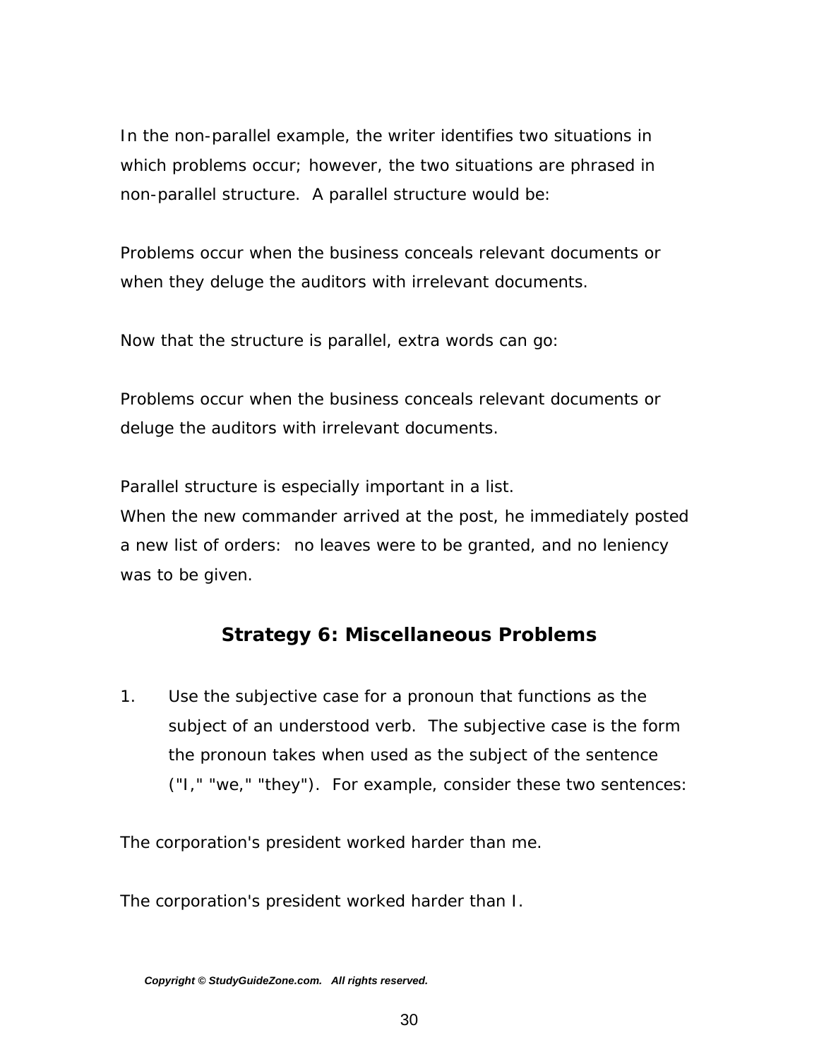In the non-parallel example, the writer identifies two situations in which problems occur; however, the two situations are phrased in non-parallel structure.  A parallel structure would be:

Problems occur when the business conceals relevant documents or when they deluge the auditors with irrelevant documents.

Now that the structure is parallel, extra words can go:

Problems occur when the business conceals relevant documents or deluge the auditors with irrelevant documents.

Parallel structure is especially important in a list.
When the new commander arrived at the post, he immediately posted a new list of orders:  no leaves were to be granted, and no leniency was to be given.

## Strategy 6: Miscellaneous Problems

1. Use the subjective case for a pronoun that functions as the subject of an understood verb.  The subjective case is the form the pronoun takes when used as the subject of the sentence ("I," "we," "they").  For example, consider these two sentences:

The corporation's president worked harder than me.

The corporation's president worked harder than I.

*Copyright © StudyGuideZone.com.   All rights reserved.*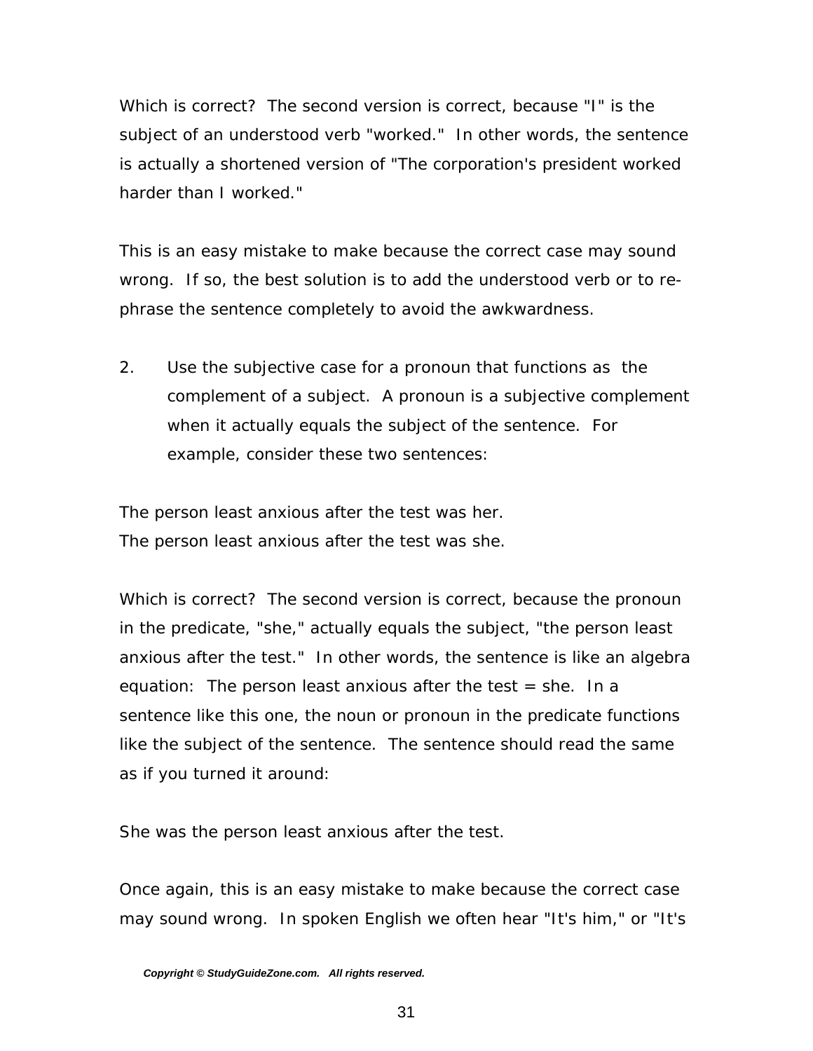Which is correct? The second version is correct, because "I" is the subject of an understood verb "worked." In other words, the sentence is actually a shortened version of "The corporation's president worked harder than I worked."

This is an easy mistake to make because the correct case may sound wrong. If so, the best solution is to add the understood verb or to re-phrase the sentence completely to avoid the awkwardness.

2. Use the subjective case for a pronoun that functions as the complement of a subject. A pronoun is a subjective complement when it actually equals the subject of the sentence. For example, consider these two sentences:

The person least anxious after the test was her.
The person least anxious after the test was she.

Which is correct? The second version is correct, because the pronoun in the predicate, "she," actually equals the subject, "the person least anxious after the test." In other words, the sentence is like an algebra equation: The person least anxious after the test = she. In a sentence like this one, the noun or pronoun in the predicate functions like the subject of the sentence. The sentence should read the same as if you turned it around:

She was the person least anxious after the test.

Once again, this is an easy mistake to make because the correct case may sound wrong. In spoken English we often hear "It's him," or "It's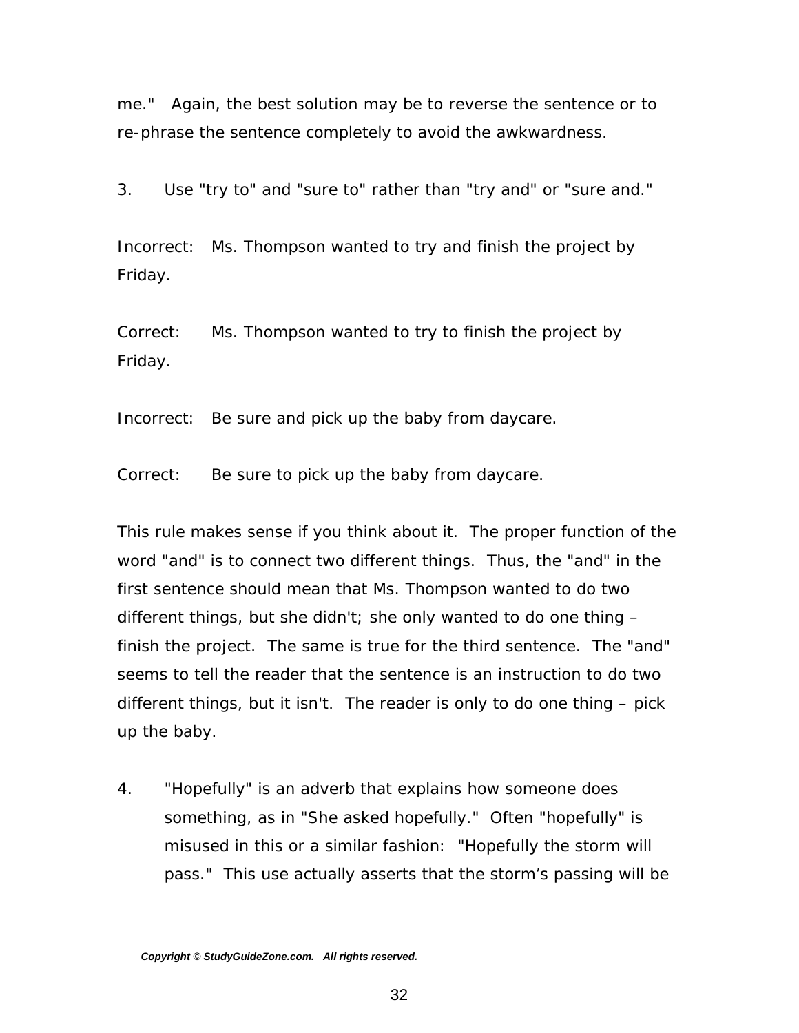me." Again, the best solution may be to reverse the sentence or to re-phrase the sentence completely to avoid the awkwardness.

3. Use "try to" and "sure to" rather than "try and" or "sure and."

Incorrect: Ms. Thompson wanted to try and finish the project by Friday.

Correct: Ms. Thompson wanted to try to finish the project by Friday.

Incorrect: Be sure and pick up the baby from daycare.

Correct: Be sure to pick up the baby from daycare.

This rule makes sense if you think about it. The proper function of the word "and" is to connect two different things. Thus, the "and" in the first sentence should mean that Ms. Thompson wanted to do two different things, but she didn't; she only wanted to do one thing – finish the project. The same is true for the third sentence. The "and" seems to tell the reader that the sentence is an instruction to do two different things, but it isn't. The reader is only to do one thing – pick up the baby.

4. "Hopefully" is an adverb that explains how someone does something, as in "She asked hopefully." Often "hopefully" is misused in this or a similar fashion: "Hopefully the storm will pass." This use actually asserts that the storm's passing will be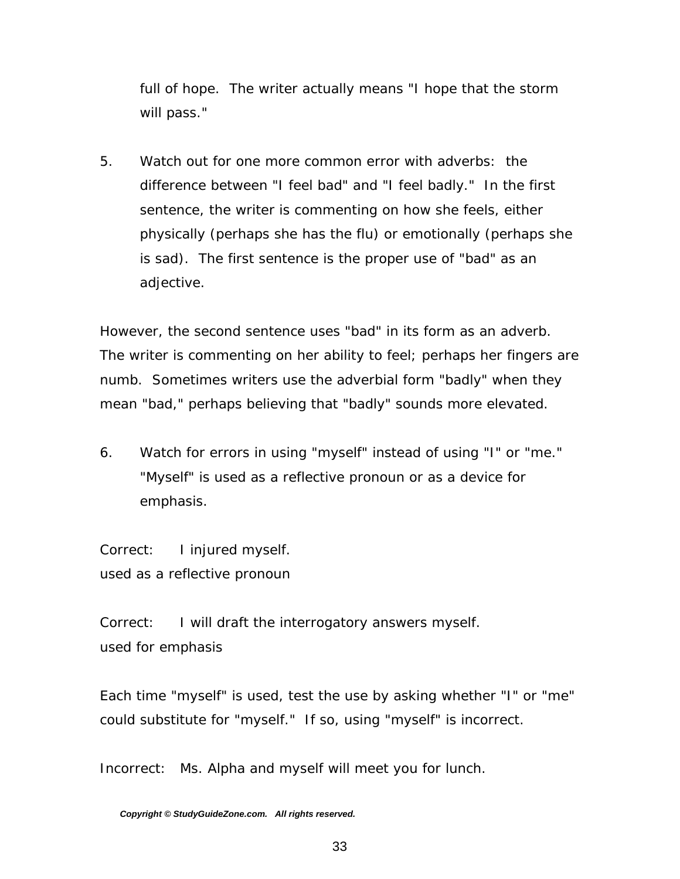full of hope. The writer actually means "I hope that the storm will pass."

5. Watch out for one more common error with adverbs: the difference between "I feel bad" and "I feel badly." In the first sentence, the writer is commenting on how she feels, either physically (perhaps she has the flu) or emotionally (perhaps she is sad). The first sentence is the proper use of "bad" as an adjective.

However, the second sentence uses "bad" in its form as an adverb. The writer is commenting on her ability to feel; perhaps her fingers are numb. Sometimes writers use the adverbial form "badly" when they mean "bad," perhaps believing that "badly" sounds more elevated.

6. Watch for errors in using "myself" instead of using "I" or "me." "Myself" is used as a reflective pronoun or as a device for emphasis.

Correct: I injured myself.
used as a reflective pronoun

Correct: I will draft the interrogatory answers myself.
used for emphasis

Each time "myself" is used, test the use by asking whether "I" or "me" could substitute for "myself." If so, using "myself" is incorrect.

Incorrect: Ms. Alpha and myself will meet you for lunch.

***Copyright © StudyGuideZone.com. All rights reserved.***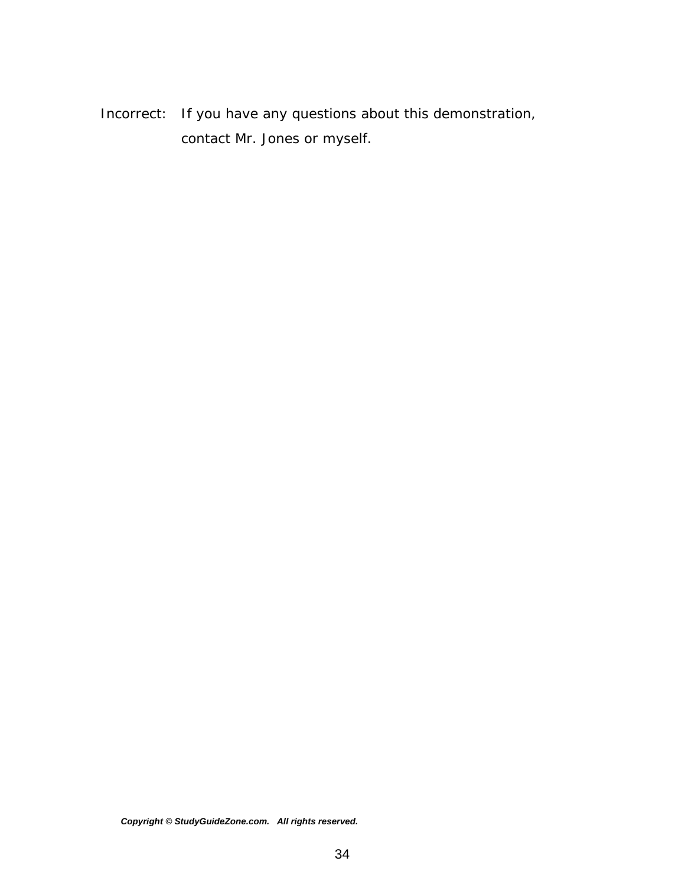Incorrect: If you have any questions about this demonstration, contact Mr. Jones or myself.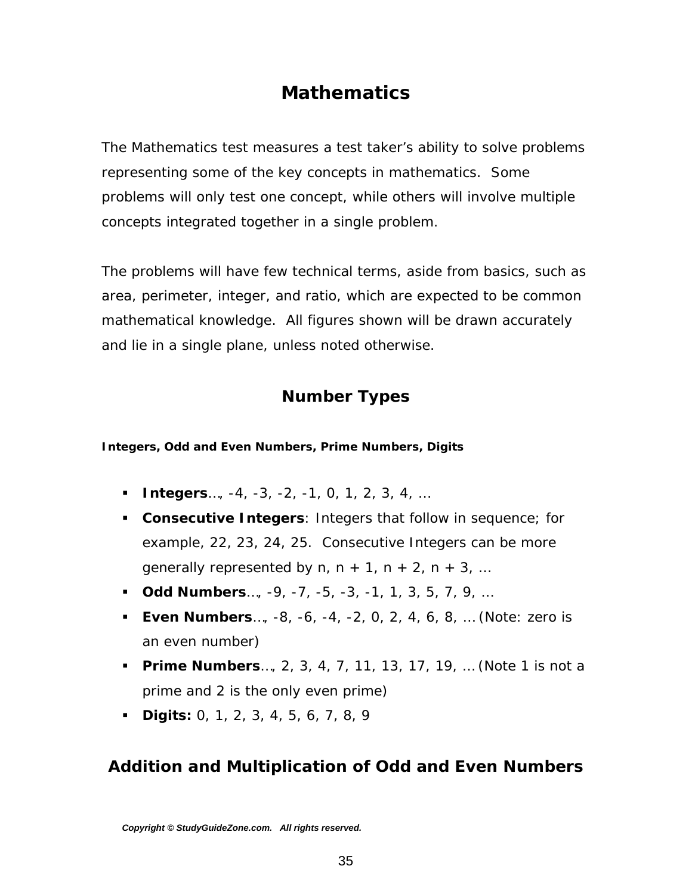# Mathematics

The Mathematics test measures a test taker's ability to solve problems representing some of the key concepts in mathematics. Some problems will only test one concept, while others will involve multiple concepts integrated together in a single problem.

The problems will have few technical terms, aside from basics, such as area, perimeter, integer, and ratio, which are expected to be common mathematical knowledge. All figures shown will be drawn accurately and lie in a single plane, unless noted otherwise.

## Number Types

**Integers, Odd and Even Numbers, Prime Numbers, Digits**

- **Integers**…, -4, -3, -2, -1, 0, 1, 2, 3, 4, …
- **Consecutive Integers**: Integers that follow in sequence; for example, 22, 23, 24, 25. Consecutive Integers can be more generally represented by n, n + 1, n + 2, n + 3, …
- **Odd Numbers**…, -9, -7, -5, -3, -1, 1, 3, 5, 7, 9, …
- **Even Numbers**…, -8, -6, -4, -2, 0, 2, 4, 6, 8, … (Note: zero is an even number)
- **Prime Numbers**…, 2, 3, 4, 7, 11, 13, 17, 19, … (Note 1 is not a prime and 2 is the only even prime)
- **Digits:** 0, 1, 2, 3, 4, 5, 6, 7, 8, 9

## Addition and Multiplication of Odd and Even Numbers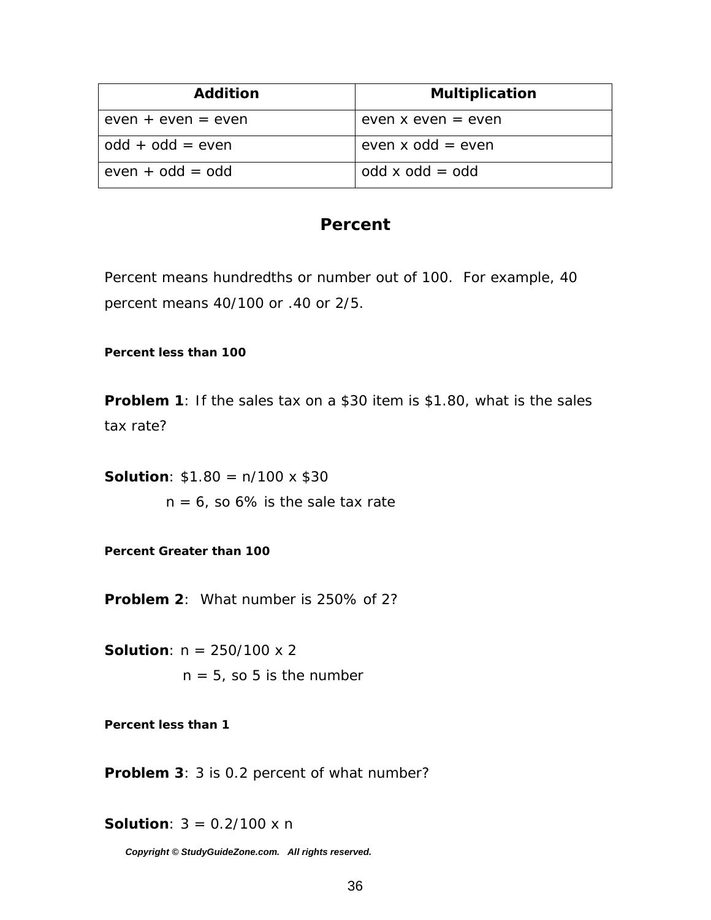| Addition | Multiplication |
| --- | --- |
| even + even = even | even x even = even |
| odd + odd = even | even x odd = even |
| even + odd = odd | odd x odd = odd |

## Percent

Percent means hundredths or number out of 100. For example, 40 percent means 40/100 or .40 or 2/5.

#### Percent less than 100

**Problem 1**: If the sales tax on a $30 item is $1.80, what is the sales tax rate?

**Solution**: $\$1.80 = n/100 \times \$30$

$n = 6$, so 6% is the sale tax rate

#### Percent Greater than 100

**Problem 2**: What number is 250% of 2?

**Solution**: $n = 250/100 \times 2$

$n = 5$, so 5 is the number

#### Percent less than 1

**Problem 3**: 3 is 0.2 percent of what number?

**Solution**: $3 = 0.2/100 \times n$

*Copyright © StudyGuideZone.com. All rights reserved.*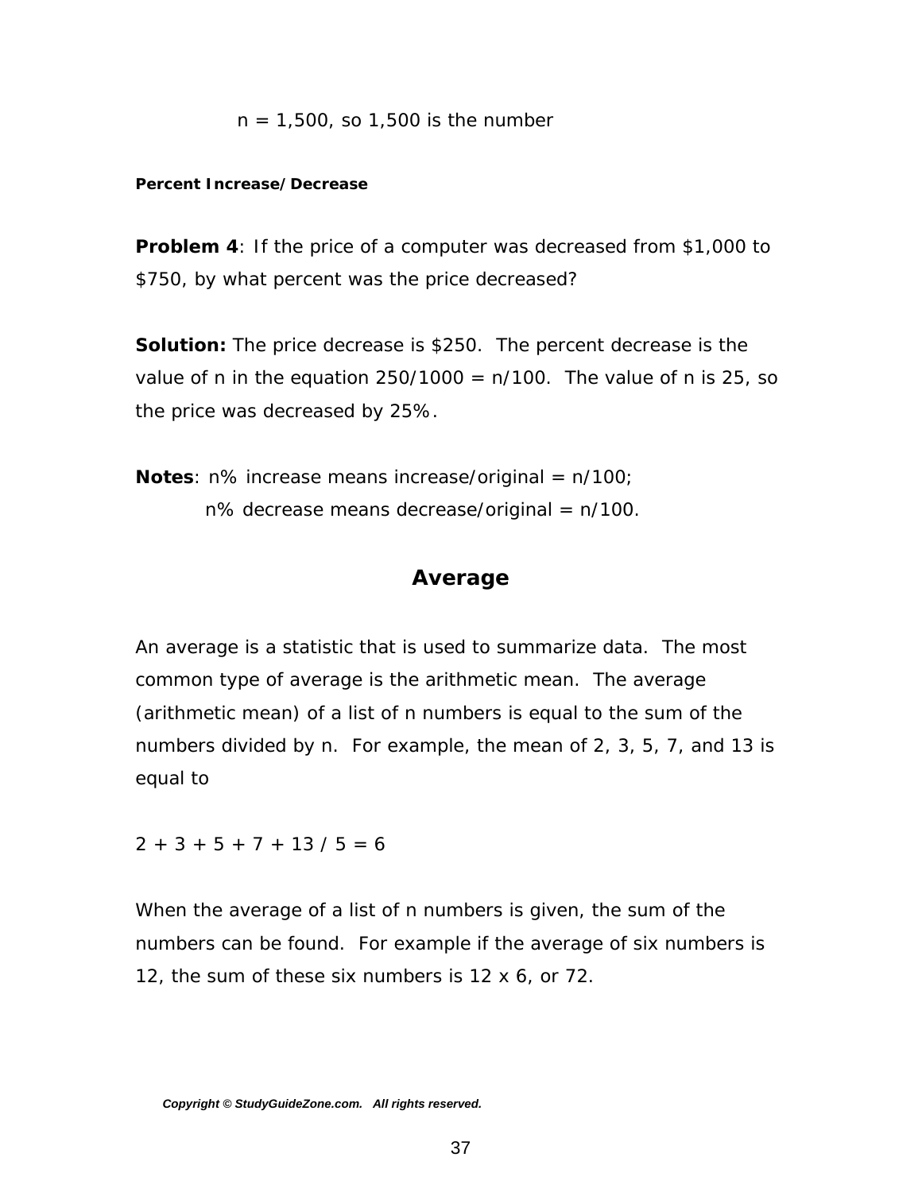$n = 1,500$, so 1,500 is the number

**Percent Increase/Decrease**

**Problem 4**: If the price of a computer was decreased from \$1,000 to \$750, by what percent was the price decreased?

**Solution:** The price decrease is \$250. The percent decrease is the value of n in the equation $250/1000 = n/100$. The value of n is 25, so the price was decreased by 25%.

**Notes**: n% increase means increase/original = n/100;
n% decrease means decrease/original = n/100.

## Average

An average is a statistic that is used to summarize data. The most common type of average is the arithmetic mean. The average (arithmetic mean) of a list of n numbers is equal to the sum of the numbers divided by n. For example, the mean of 2, 3, 5, 7, and 13 is equal to

$2 + 3 + 5 + 7 + 13 / 5 = 6$

When the average of a list of n numbers is given, the sum of the numbers can be found. For example if the average of six numbers is 12, the sum of these six numbers is 12 x 6, or 72.

*Copyright © StudyGuideZone.com. All rights reserved.*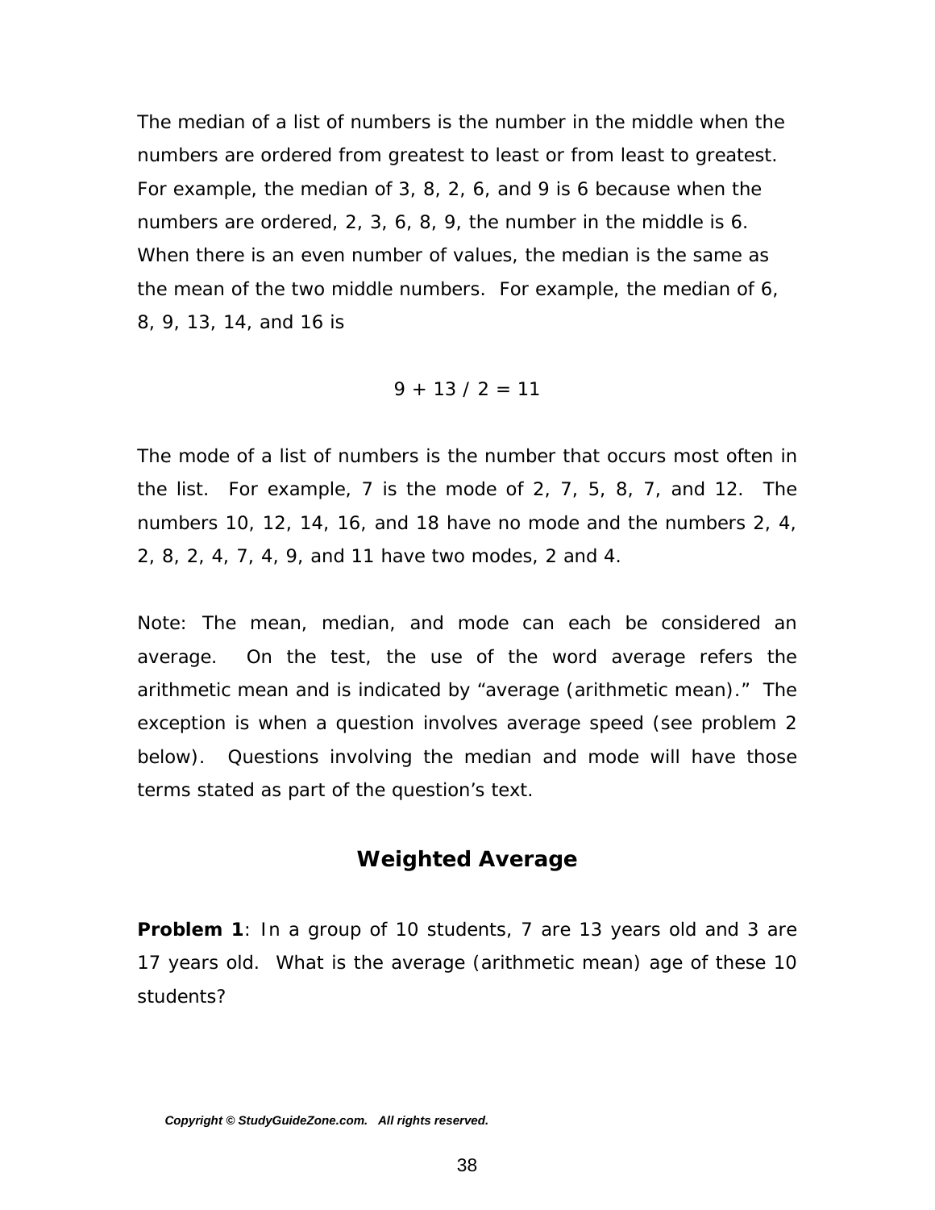The median of a list of numbers is the number in the middle when the numbers are ordered from greatest to least or from least to greatest. For example, the median of 3, 8, 2, 6, and 9 is 6 because when the numbers are ordered, 2, 3, 6, 8, 9, the number in the middle is 6. When there is an even number of values, the median is the same as the mean of the two middle numbers. For example, the median of 6, 8, 9, 13, 14, and 16 is

$$9 + 13 / 2 = 11$$

The mode of a list of numbers is the number that occurs most often in the list. For example, 7 is the mode of 2, 7, 5, 8, 7, and 12. The numbers 10, 12, 14, 16, and 18 have no mode and the numbers 2, 4, 2, 8, 2, 4, 7, 4, 9, and 11 have two modes, 2 and 4.

Note: The mean, median, and mode can each be considered an average. On the test, the use of the word average refers the arithmetic mean and is indicated by "average (arithmetic mean)." The exception is when a question involves average speed (see problem 2 below). Questions involving the median and mode will have those terms stated as part of the question's text.

## Weighted Average

**Problem 1**: In a group of 10 students, 7 are 13 years old and 3 are 17 years old. What is the average (arithmetic mean) age of these 10 students?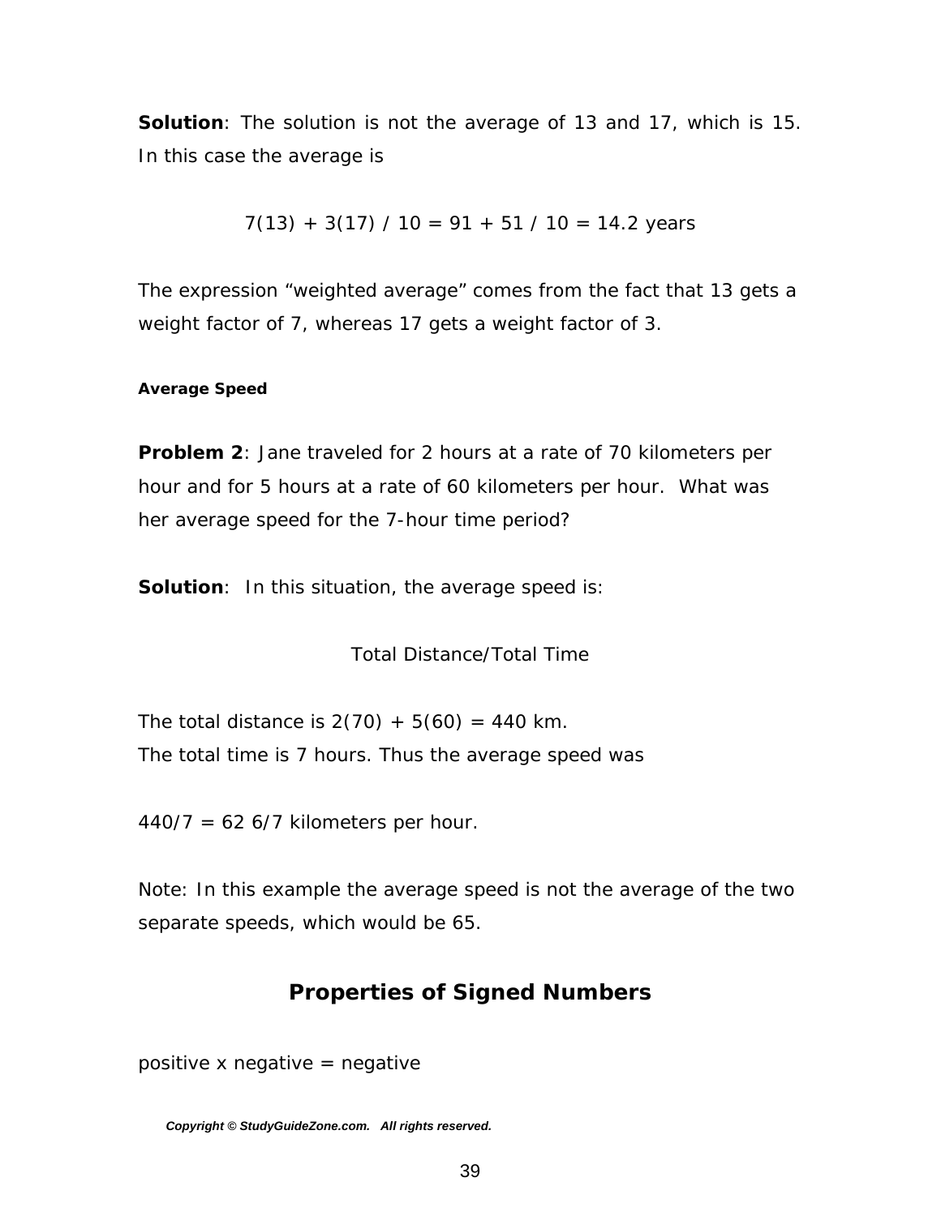**Solution**: The solution is not the average of 13 and 17, which is 15. In this case the average is

$$7(13) + 3(17) / 10 = 91 + 51 / 10 = 14.2 \text{ years}$$

The expression "weighted average" comes from the fact that 13 gets a weight factor of 7, whereas 17 gets a weight factor of 3.

#### Average Speed

**Problem 2**: Jane traveled for 2 hours at a rate of 70 kilometers per hour and for 5 hours at a rate of 60 kilometers per hour. What was her average speed for the 7-hour time period?

**Solution**: In this situation, the average speed is:

Total Distance/Total Time

The total distance is $2(70) + 5(60) = 440$ km.
The total time is 7 hours. Thus the average speed was

$440/7 = 62\ 6/7$ kilometers per hour.

Note: In this example the average speed is not the average of the two separate speeds, which would be 65.

## Properties of Signed Numbers

positive x negative = negative

*Copyright © StudyGuideZone.com. All rights reserved.*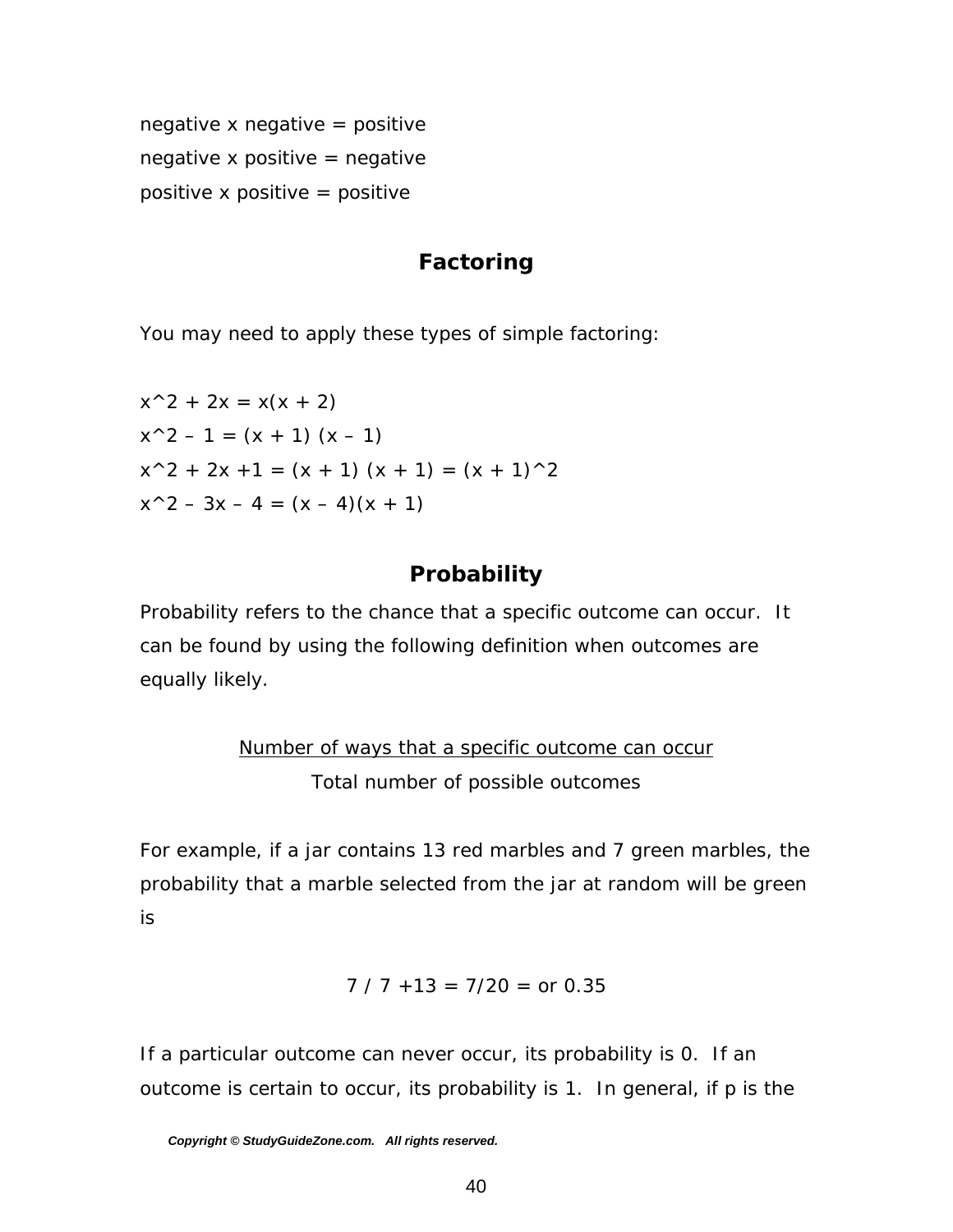negative x negative = positive

negative x positive = negative

positive x positive = positive

## Factoring

You may need to apply these types of simple factoring:

$x^2 + 2x = x(x + 2)$

$x^2 – 1 = (x + 1) (x – 1)$

$x^2 + 2x +1 = (x + 1) (x + 1) = (x + 1)^2$

$x^2 – 3x – 4 = (x – 4)(x + 1)$

## Probability

Probability refers to the chance that a specific outcome can occur. It can be found by using the following definition when outcomes are equally likely.

$$\frac{\text{Number of ways that a specific outcome can occur}}{\text{Total number of possible outcomes}}$$

For example, if a jar contains 13 red marbles and 7 green marbles, the probability that a marble selected from the jar at random will be green is

$$7 / 7 + 13 = 7/20 = \text{or } 0.35$$

If a particular outcome can never occur, its probability is 0. If an outcome is certain to occur, its probability is 1. In general, if p is the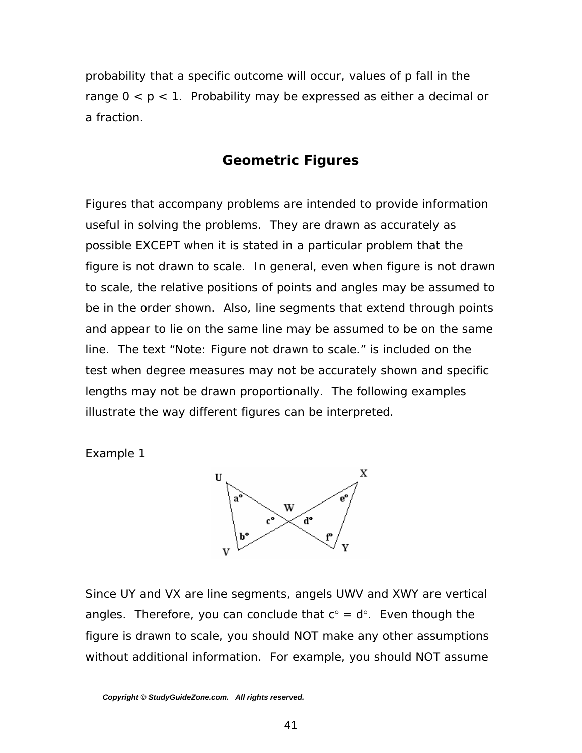probability that a specific outcome will occur, values of p fall in the range $0 \leq p \leq 1$. Probability may be expressed as either a decimal or a fraction.

## Geometric Figures

Figures that accompany problems are intended to provide information useful in solving the problems. They are drawn as accurately as possible EXCEPT when it is stated in a particular problem that the figure is not drawn to scale. In general, even when figure is not drawn to scale, the relative positions of points and angles may be assumed to be in the order shown. Also, line segments that extend through points and appear to lie on the same line may be assumed to be on the same line. The text "Note: Figure not drawn to scale." is included on the test when degree measures may not be accurately shown and specific lengths may not be drawn proportionally. The following examples illustrate the way different figures can be interpreted.

Example 1

Since UY and VX are line segments, angels UWV and XWY are vertical angles. Therefore, you can conclude that $c^\circ = d^\circ$. Even though the figure is drawn to scale, you should NOT make any other assumptions without additional information. For example, you should NOT assume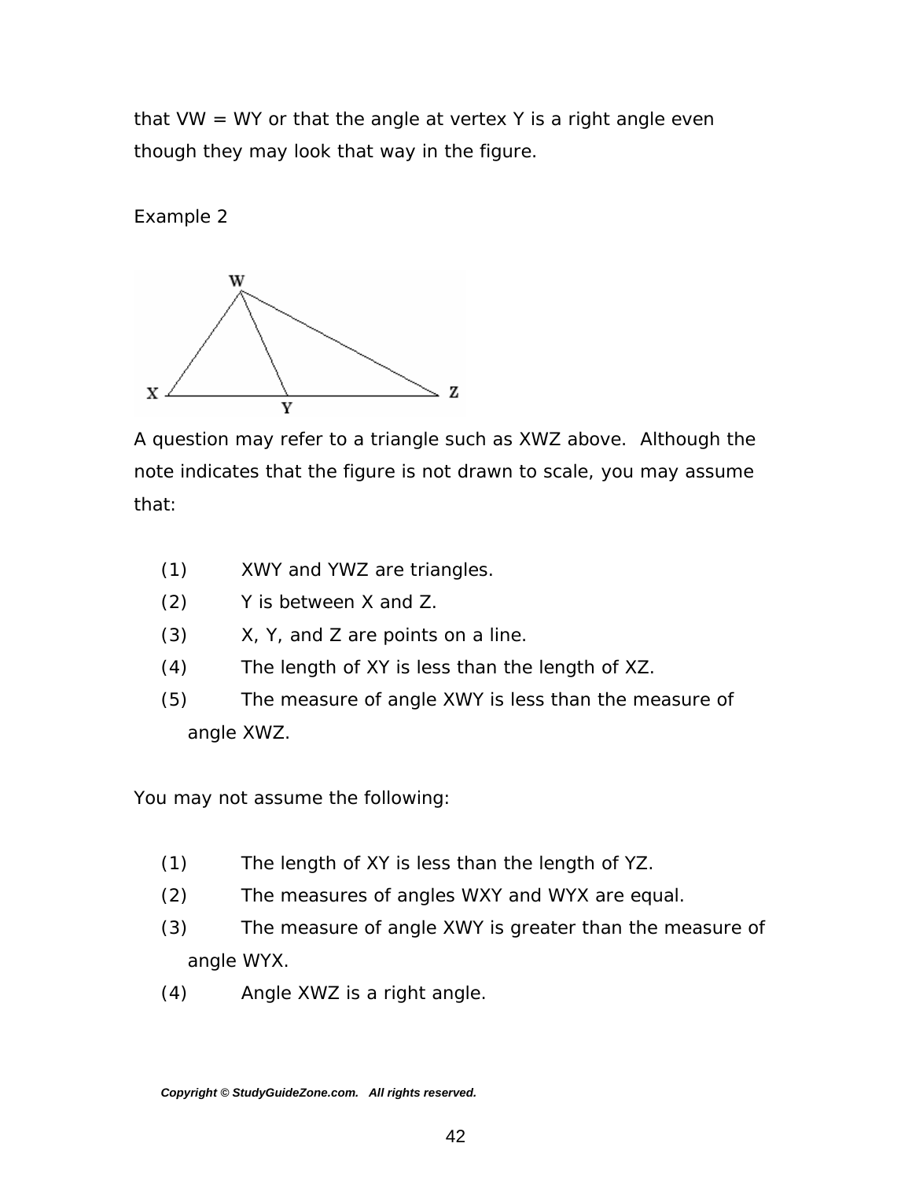that VW = WY or that the angle at vertex Y is a right angle even though they may look that way in the figure.

Example 2

A question may refer to a triangle such as XWZ above. Although the note indicates that the figure is not drawn to scale, you may assume that:

(1) XWY and YWZ are triangles.
(2) Y is between X and Z.
(3) X, Y, and Z are points on a line.
(4) The length of XY is less than the length of XZ.
(5) The measure of angle XWY is less than the measure of angle XWZ.

You may not assume the following:

(1) The length of XY is less than the length of YZ.
(2) The measures of angles WXY and WYX are equal.
(3) The measure of angle XWY is greater than the measure of angle WYX.
(4) Angle XWZ is a right angle.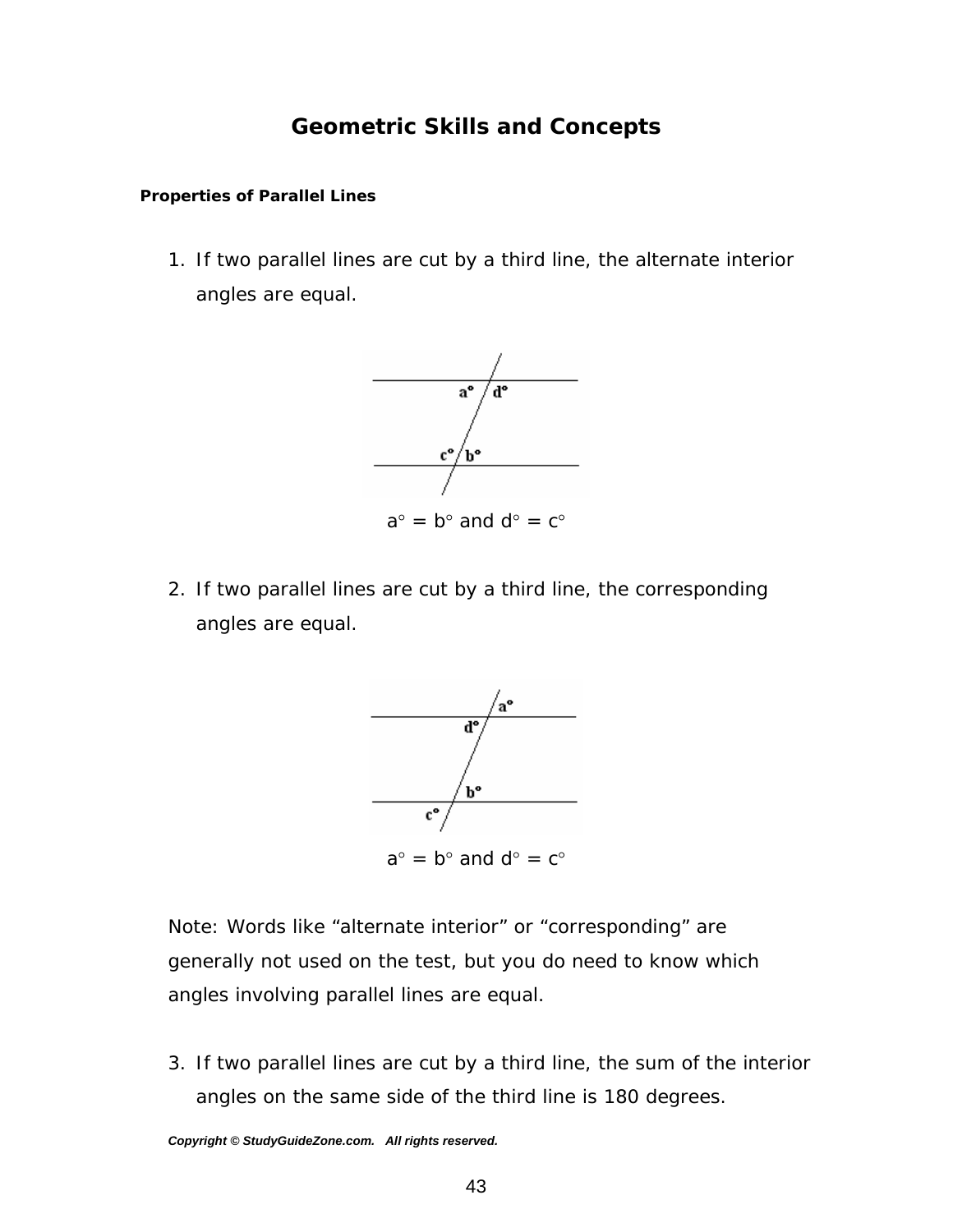## Geometric Skills and Concepts

**Properties of Parallel Lines**

1. If two parallel lines are cut by a third line, the alternate interior angles are equal.

$a^\circ = b^\circ$ and $d^\circ = c^\circ$

2. If two parallel lines are cut by a third line, the corresponding angles are equal.

$a^\circ = b^\circ$ and $d^\circ = c^\circ$

Note: Words like "alternate interior" or "corresponding" are generally not used on the test, but you do need to know which angles involving parallel lines are equal.

3. If two parallel lines are cut by a third line, the sum of the interior angles on the same side of the third line is 180 degrees.

*Copyright © StudyGuideZone.com. All rights reserved.*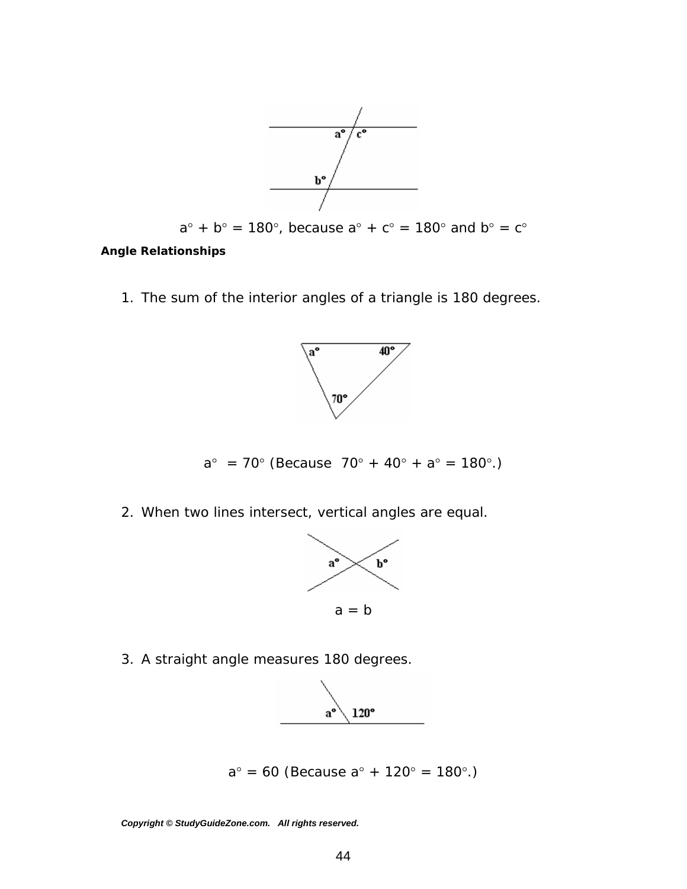$a^\circ + b^\circ = 180^\circ$, because $a^\circ + c^\circ = 180^\circ$ and $b^\circ = c^\circ$

**Angle Relationships**

1. The sum of the interior angles of a triangle is 180 degrees.

$a^\circ = 70^\circ$ (Because $70^\circ + 40^\circ + a^\circ = 180^\circ$.)

2. When two lines intersect, vertical angles are equal.

$a = b$

3. A straight angle measures 180 degrees.

$a^\circ = 60$ (Because $a^\circ + 120^\circ = 180^\circ$.)

*Copyright © StudyGuideZone.com. All rights reserved.*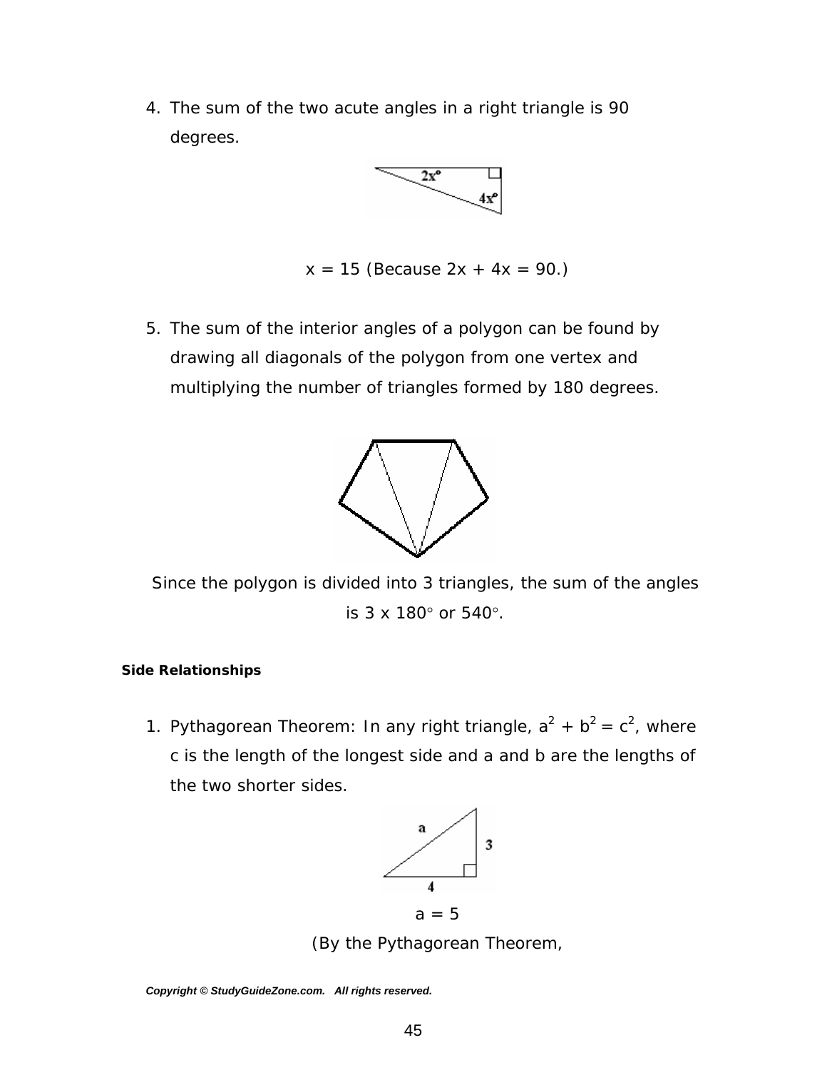4. The sum of the two acute angles in a right triangle is 90 degrees.

$x = 15$ (Because $2x + 4x = 90$.)

5. The sum of the interior angles of a polygon can be found by drawing all diagonals of the polygon from one vertex and multiplying the number of triangles formed by 180 degrees.

Since the polygon is divided into 3 triangles, the sum of the angles is $3 \times 180^\circ$ or $540^\circ$.

**Side Relationships**

1. Pythagorean Theorem: In any right triangle, $a^2 + b^2 = c^2$, where c is the length of the longest side and a and b are the lengths of the two shorter sides.

$a = 5$

(By the Pythagorean Theorem,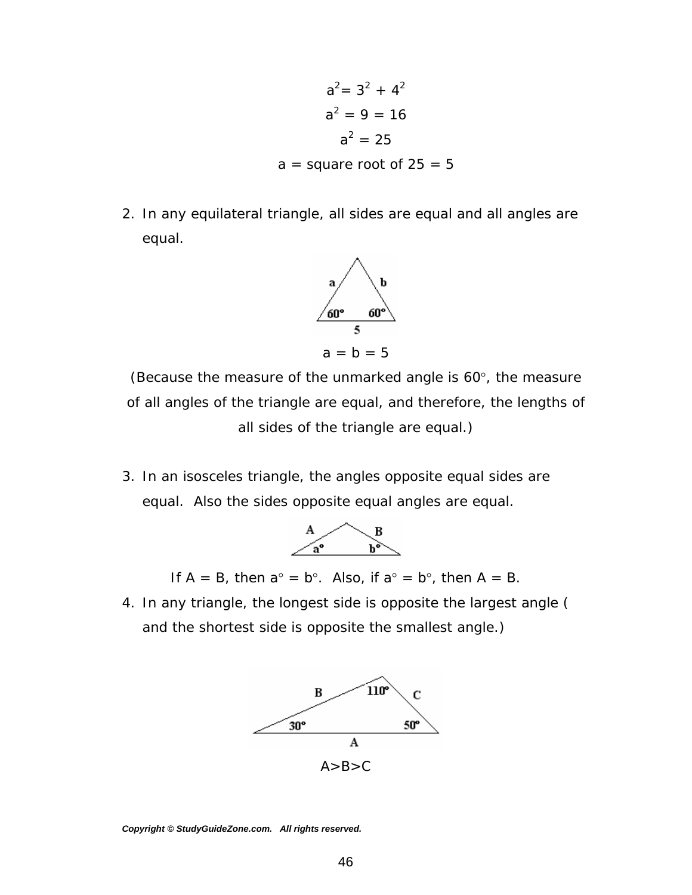$$a^2 = 3^2 + 4^2$$

$$a^2 = 9 = 16$$

$$a^2 = 25$$

$$a = \text{square root of } 25 = 5$$

2. In any equilateral triangle, all sides are equal and all angles are equal.

$a = b = 5$

(Because the measure of the unmarked angle is 60°, the measure of all angles of the triangle are equal, and therefore, the lengths of all sides of the triangle are equal.)

3. In an isosceles triangle, the angles opposite equal sides are equal. Also the sides opposite equal angles are equal.

If A = B, then a° = b°. Also, if a° = b°, then A = B.

4. In any triangle, the longest side is opposite the largest angle ( and the shortest side is opposite the smallest angle.)

A>B>C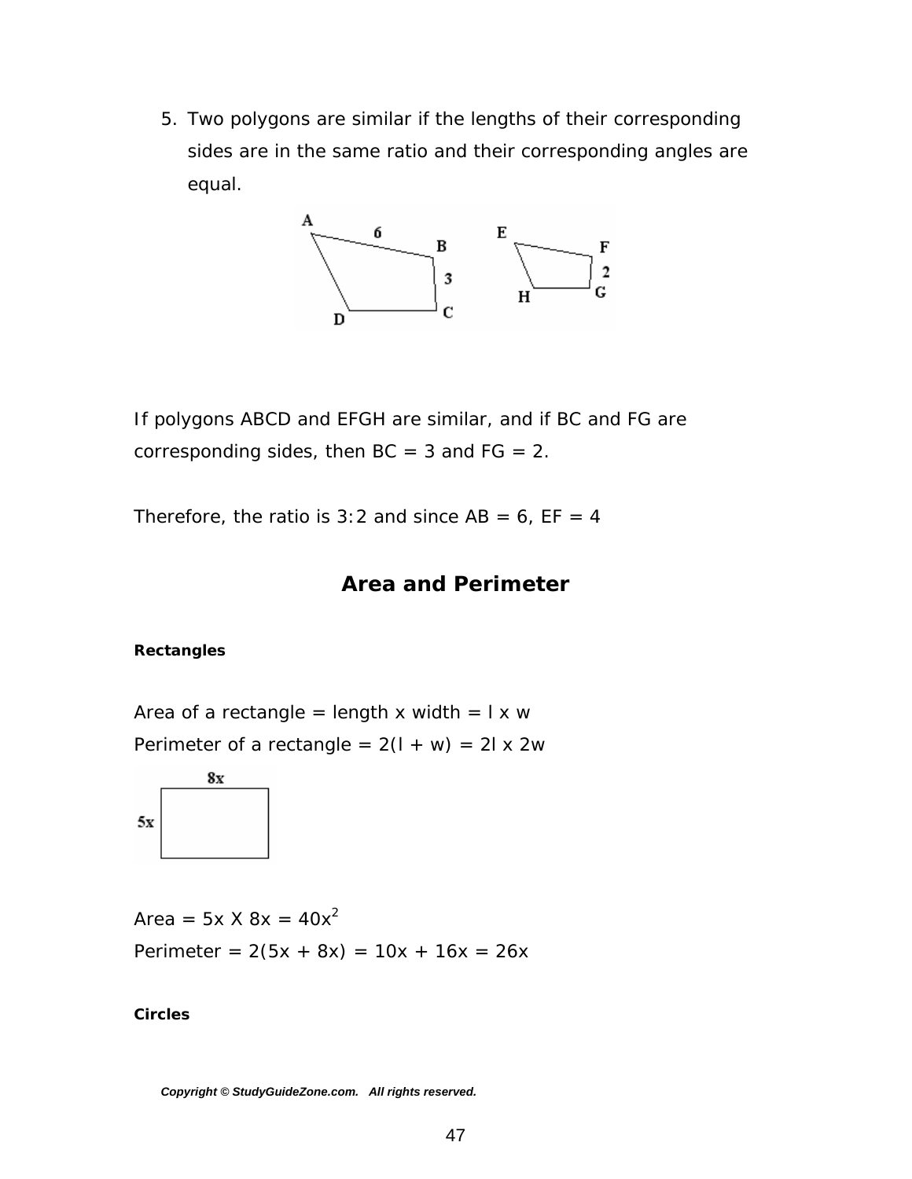5. Two polygons are similar if the lengths of their corresponding sides are in the same ratio and their corresponding angles are equal.

If polygons ABCD and EFGH are similar, and if BC and FG are corresponding sides, then BC = 3 and FG = 2.

Therefore, the ratio is 3:2 and since AB = 6, EF = 4

## Area and Perimeter

**Rectangles**

Area of a rectangle = length x width = l x w
Perimeter of a rectangle = 2(l + w) = 2l x 2w

Area = $5x \times 8x = 40x^2$
Perimeter = $2(5x + 8x) = 10x + 16x = 26x$

**Circles**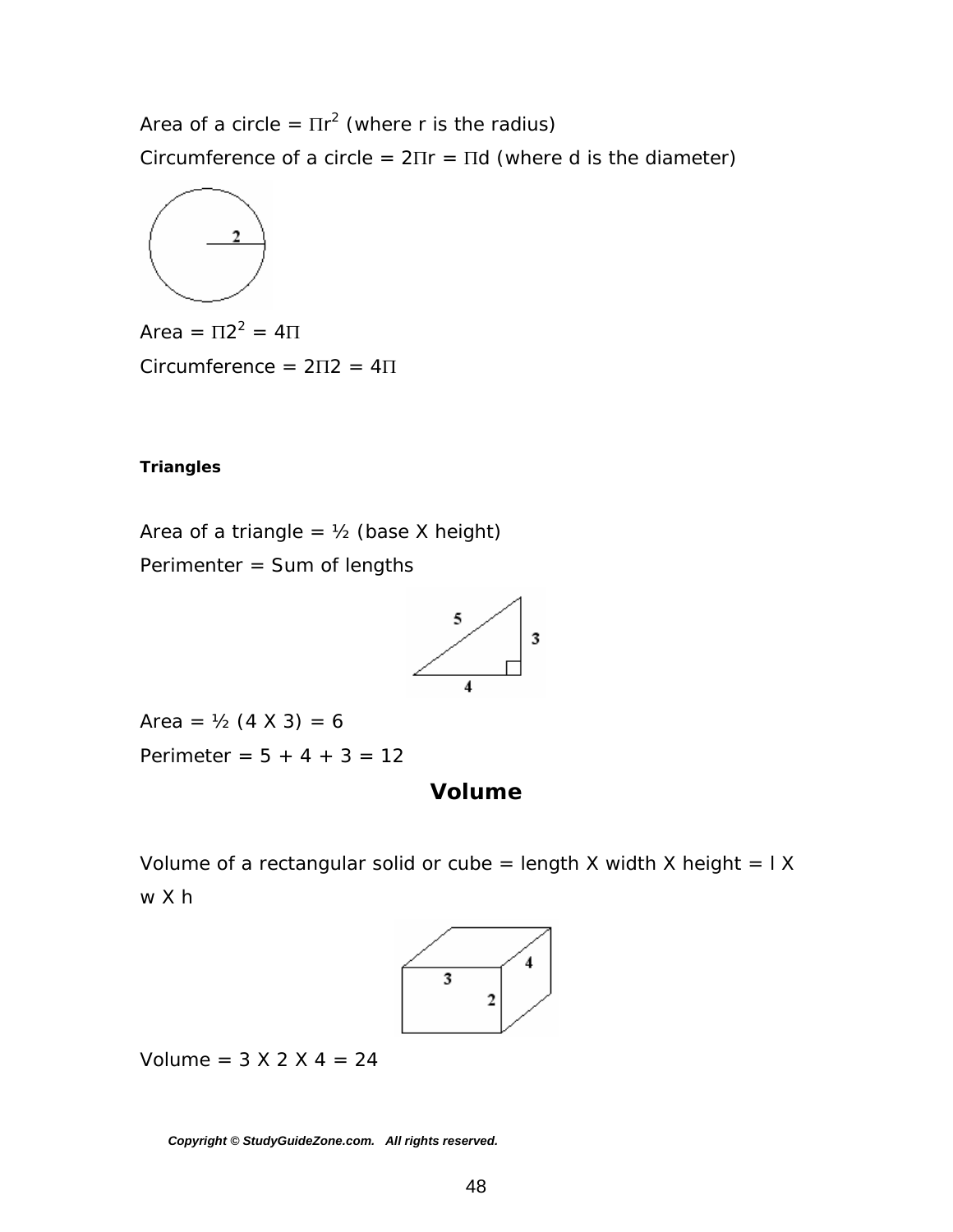Area of a circle = $\Pi r^2$ (where r is the radius)

Circumference of a circle = $2\Pi r = \Pi d$ (where d is the diameter)

Area = $\Pi 2^2 = 4\Pi$

Circumference = $2\Pi 2 = 4\Pi$

**Triangles**

Area of a triangle = ½ (base X height)

Perimenter = Sum of lengths

Area = ½ (4 X 3) = 6

Perimeter = 5 + 4 + 3 = 12

## Volume

Volume of a rectangular solid or cube = length X width X height = l X w X h

Volume = 3 X 2 X 4 = 24

*Copyright © StudyGuideZone.com. All rights reserved.*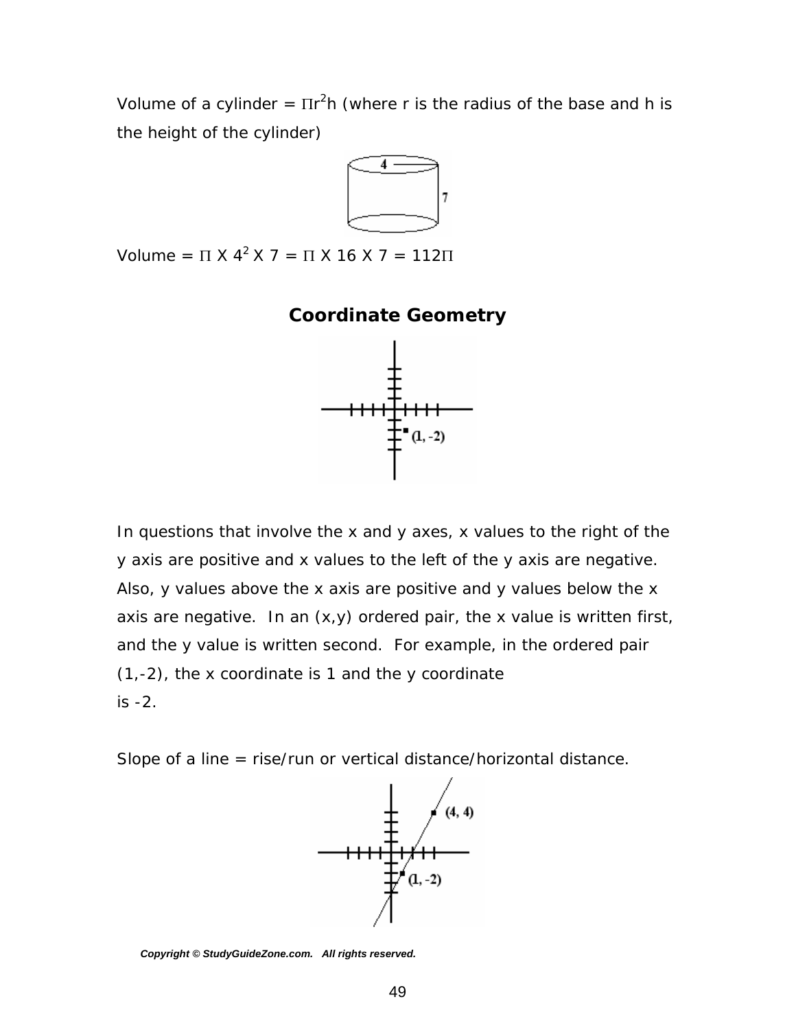Volume of a cylinder = $\Pi r^2 h$ (where r is the radius of the base and h is the height of the cylinder)

Volume = $\Pi \times 4^2 \times 7 = \Pi \times 16 \times 7 = 112\Pi$

## Coordinate Geometry

In questions that involve the x and y axes, x values to the right of the y axis are positive and x values to the left of the y axis are negative. Also, y values above the x axis are positive and y values below the x axis are negative. In an (x,y) ordered pair, the x value is written first, and the y value is written second. For example, in the ordered pair (1,-2), the x coordinate is 1 and the y coordinate is -2.

Slope of a line = rise/run or vertical distance/horizontal distance.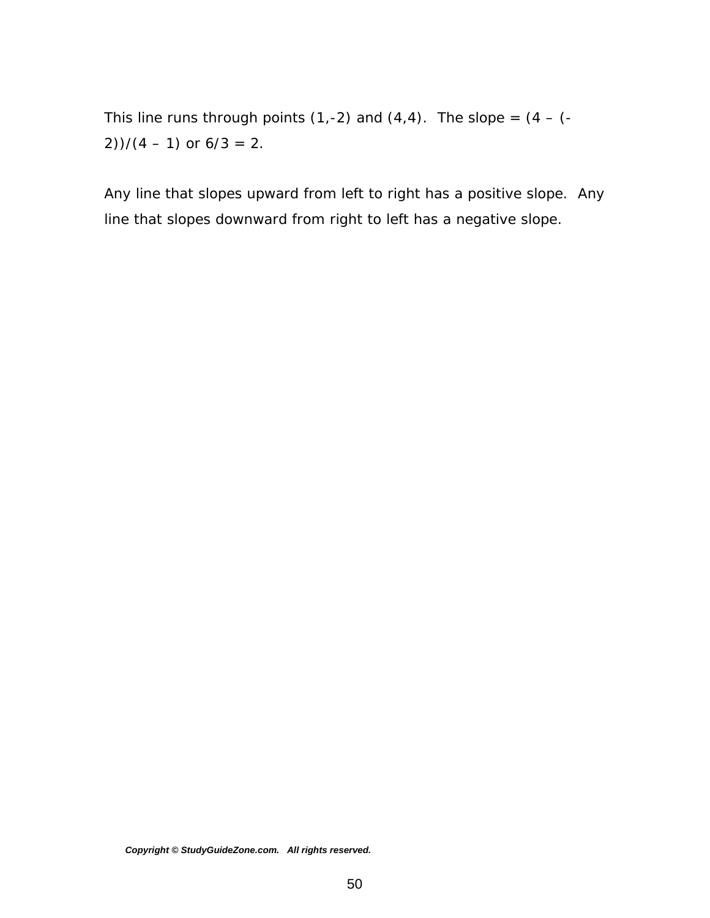This line runs through points $(1,-2)$ and $(4,4)$. The slope = $(4 - (-2))/(4 - 1)$ or $6/3 = 2$.

Any line that slopes upward from left to right has a positive slope. Any line that slopes downward from right to left has a negative slope.

***Copyright © StudyGuideZone.com. All rights reserved.***